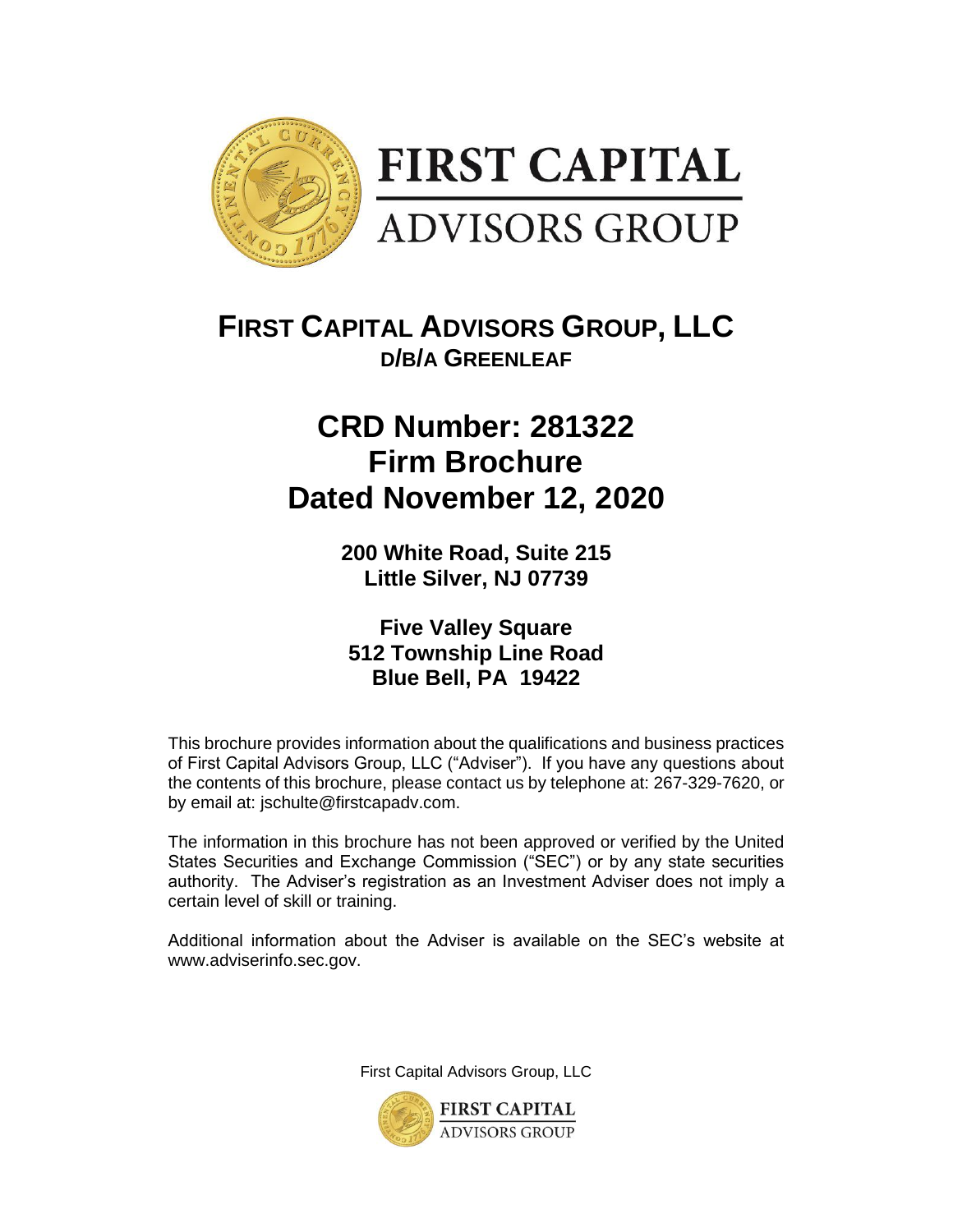# FIRST CAPITAL ADVISORS GROUP, LLC

## D/B/A GREENLEAF

# CRD Number: 281322
# Firm Brochure
# Dated November 12, 2020

**200 White Road, Suite 215**
**Little Silver, NJ 07739**

**Five Valley Square**
**512 Township Line Road**
**Blue Bell, PA 19422**

This brochure provides information about the qualifications and business practices of First Capital Advisors Group, LLC ("Adviser"). If you have any questions about the contents of this brochure, please contact us by telephone at: 267-329-7620, or by email at: jschulte@firstcapadv.com.

The information in this brochure has not been approved or verified by the United States Securities and Exchange Commission ("SEC") or by any state securities authority. The Adviser's registration as an Investment Adviser does not imply a certain level of skill or training.

Additional information about the Adviser is available on the SEC's website at www.adviserinfo.sec.gov.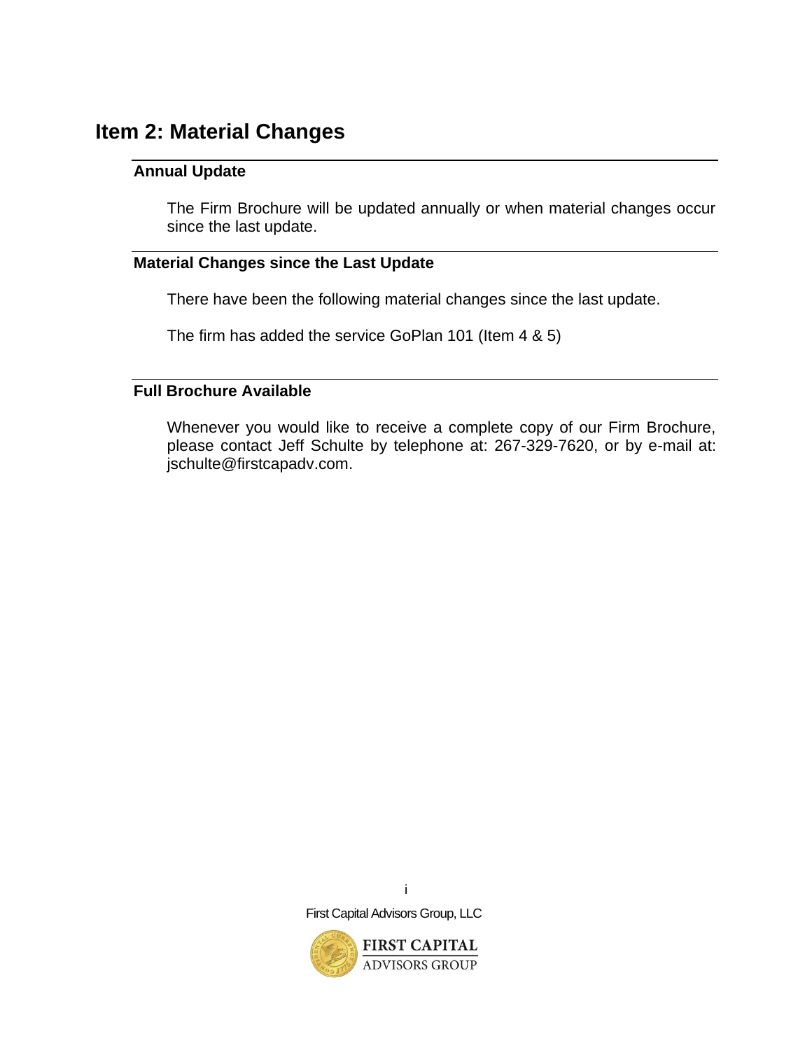## Item 2: Material Changes

### Annual Update

The Firm Brochure will be updated annually or when material changes occur since the last update.

### Material Changes since the Last Update

There have been the following material changes since the last update.

The firm has added the service GoPlan 101 (Item 4 & 5)

### Full Brochure Available

Whenever you would like to receive a complete copy of our Firm Brochure, please contact Jeff Schulte by telephone at: 267-329-7620, or by e-mail at: jschulte@firstcapadv.com.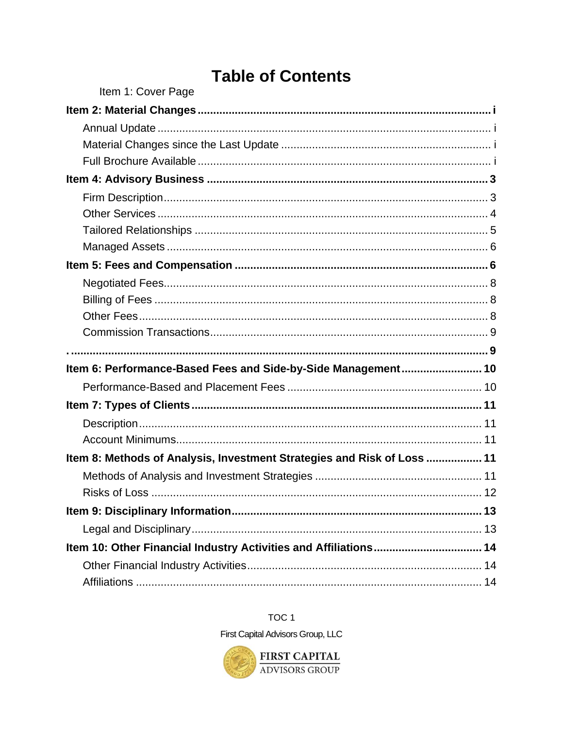# Table of Contents

Item 1: Cover Page

**Item 2: Material Changes ... i**

- Annual Update ... i
- Material Changes since the Last Update ... i
- Full Brochure Available ... i

**Item 4: Advisory Business ... 3**

- Firm Description ... 3
- Other Services ... 4
- Tailored Relationships ... 5
- Managed Assets ... 6

**Item 5: Fees and Compensation ... 6**

- Negotiated Fees ... 8
- Billing of Fees ... 8
- Other Fees ... 8
- Commission Transactions ... 9

**. ... 9**

**Item 6: Performance-Based Fees and Side-by-Side Management ... 10**

- Performance-Based and Placement Fees ... 10

**Item 7: Types of Clients ... 11**

- Description ... 11
- Account Minimums ... 11

**Item 8: Methods of Analysis, Investment Strategies and Risk of Loss ... 11**

- Methods of Analysis and Investment Strategies ... 11
- Risks of Loss ... 12

**Item 9: Disciplinary Information ... 13**

- Legal and Disciplinary ... 13

**Item 10: Other Financial Industry Activities and Affiliations ... 14**

- Other Financial Industry Activities ... 14
- Affiliations ... 14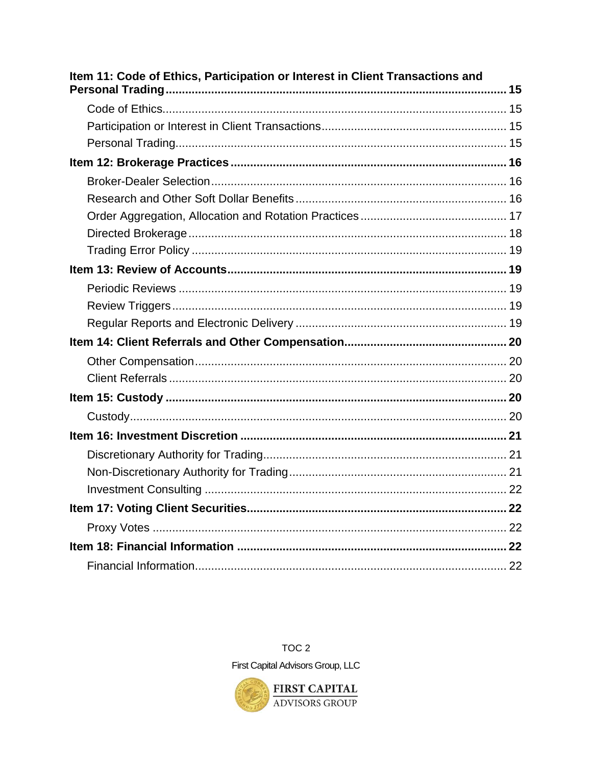**Item 11: Code of Ethics, Participation or Interest in Client Transactions and Personal Trading** ........ 15

- Code of Ethics ........ 15
- Participation or Interest in Client Transactions ........ 15
- Personal Trading ........ 15

**Item 12: Brokerage Practices** ........ 16

- Broker-Dealer Selection ........ 16
- Research and Other Soft Dollar Benefits ........ 16
- Order Aggregation, Allocation and Rotation Practices ........ 17
- Directed Brokerage ........ 18
- Trading Error Policy ........ 19

**Item 13: Review of Accounts** ........ 19

- Periodic Reviews ........ 19
- Review Triggers ........ 19
- Regular Reports and Electronic Delivery ........ 19

**Item 14: Client Referrals and Other Compensation** ........ 20

- Other Compensation ........ 20
- Client Referrals ........ 20

**Item 15: Custody** ........ 20

- Custody ........ 20

**Item 16: Investment Discretion** ........ 21

- Discretionary Authority for Trading ........ 21
- Non-Discretionary Authority for Trading ........ 21
- Investment Consulting ........ 22

**Item 17: Voting Client Securities** ........ 22

- Proxy Votes ........ 22

**Item 18: Financial Information** ........ 22

- Financial Information ........ 22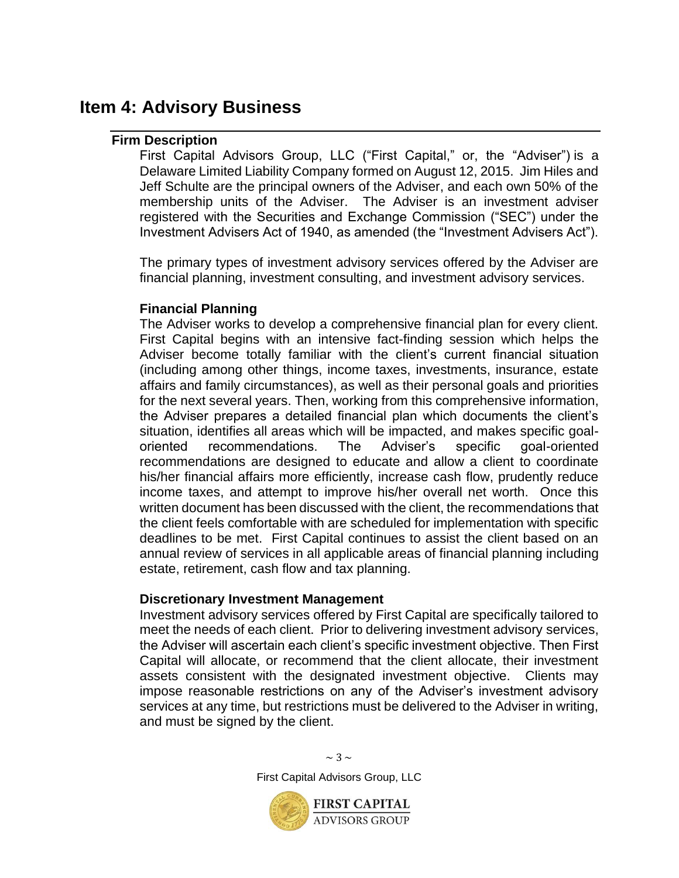# Item 4: Advisory Business

## Firm Description

First Capital Advisors Group, LLC ("First Capital," or, the "Adviser") is a Delaware Limited Liability Company formed on August 12, 2015. Jim Hiles and Jeff Schulte are the principal owners of the Adviser, and each own 50% of the membership units of the Adviser. The Adviser is an investment adviser registered with the Securities and Exchange Commission ("SEC") under the Investment Advisers Act of 1940, as amended (the "Investment Advisers Act").

The primary types of investment advisory services offered by the Adviser are financial planning, investment consulting, and investment advisory services.

### Financial Planning

The Adviser works to develop a comprehensive financial plan for every client. First Capital begins with an intensive fact-finding session which helps the Adviser become totally familiar with the client's current financial situation (including among other things, income taxes, investments, insurance, estate affairs and family circumstances), as well as their personal goals and priorities for the next several years. Then, working from this comprehensive information, the Adviser prepares a detailed financial plan which documents the client's situation, identifies all areas which will be impacted, and makes specific goal-oriented recommendations. The Adviser's specific goal-oriented recommendations are designed to educate and allow a client to coordinate his/her financial affairs more efficiently, increase cash flow, prudently reduce income taxes, and attempt to improve his/her overall net worth. Once this written document has been discussed with the client, the recommendations that the client feels comfortable with are scheduled for implementation with specific deadlines to be met. First Capital continues to assist the client based on an annual review of services in all applicable areas of financial planning including estate, retirement, cash flow and tax planning.

### Discretionary Investment Management

Investment advisory services offered by First Capital are specifically tailored to meet the needs of each client. Prior to delivering investment advisory services, the Adviser will ascertain each client's specific investment objective. Then First Capital will allocate, or recommend that the client allocate, their investment assets consistent with the designated investment objective. Clients may impose reasonable restrictions on any of the Adviser's investment advisory services at any time, but restrictions must be delivered to the Adviser in writing, and must be signed by the client.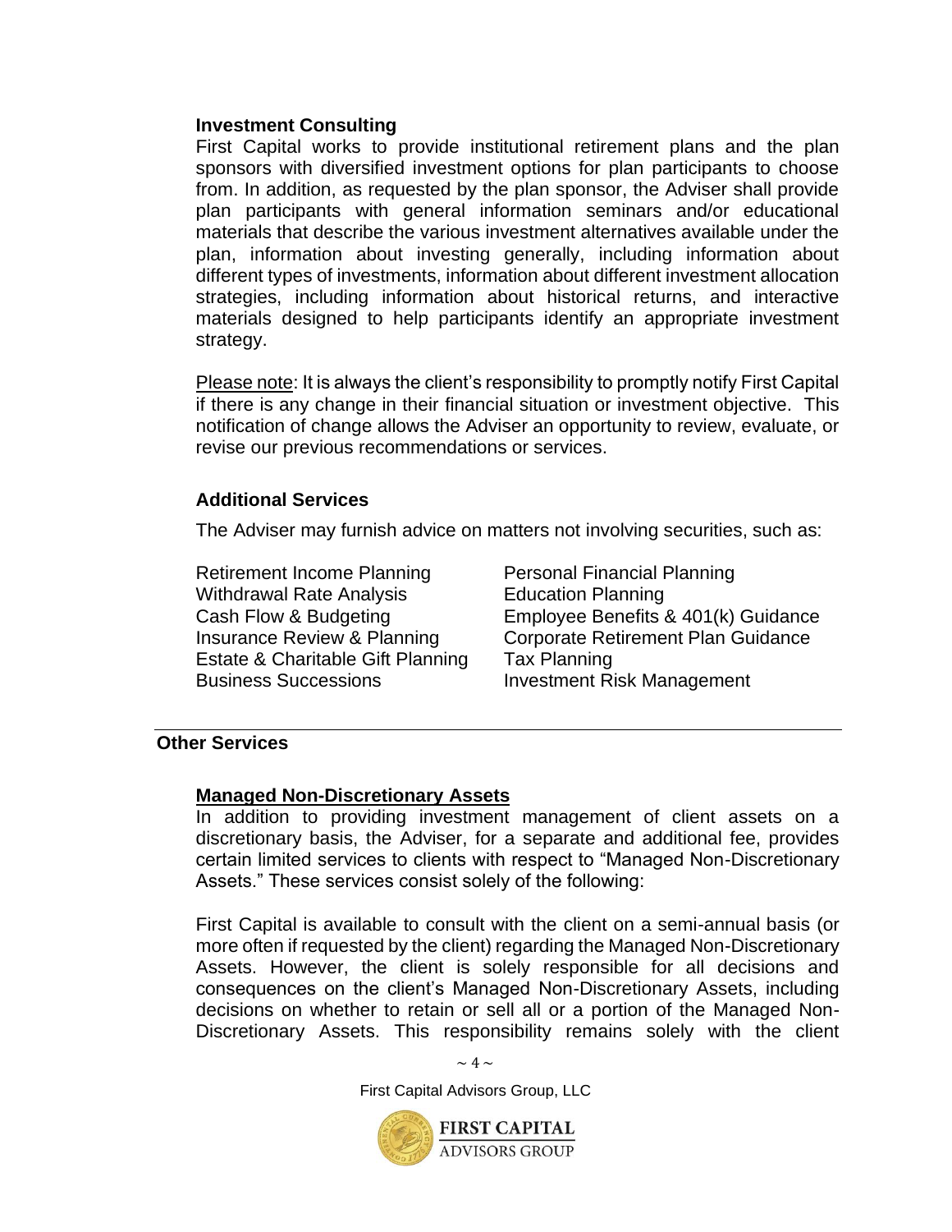### Investment Consulting

First Capital works to provide institutional retirement plans and the plan sponsors with diversified investment options for plan participants to choose from. In addition, as requested by the plan sponsor, the Adviser shall provide plan participants with general information seminars and/or educational materials that describe the various investment alternatives available under the plan, information about investing generally, including information about different types of investments, information about different investment allocation strategies, including information about historical returns, and interactive materials designed to help participants identify an appropriate investment strategy.

Please note: It is always the client's responsibility to promptly notify First Capital if there is any change in their financial situation or investment objective. This notification of change allows the Adviser an opportunity to review, evaluate, or revise our previous recommendations or services.

### Additional Services

The Adviser may furnish advice on matters not involving securities, such as:

- Retirement Income Planning
- Withdrawal Rate Analysis
- Cash Flow & Budgeting
- Insurance Review & Planning
- Estate & Charitable Gift Planning
- Business Successions
- Personal Financial Planning
- Education Planning
- Employee Benefits & 401(k) Guidance
- Corporate Retirement Plan Guidance
- Tax Planning
- Investment Risk Management

## Other Services

### Managed Non-Discretionary Assets

In addition to providing investment management of client assets on a discretionary basis, the Adviser, for a separate and additional fee, provides certain limited services to clients with respect to "Managed Non-Discretionary Assets." These services consist solely of the following:

First Capital is available to consult with the client on a semi-annual basis (or more often if requested by the client) regarding the Managed Non-Discretionary Assets. However, the client is solely responsible for all decisions and consequences on the client's Managed Non-Discretionary Assets, including decisions on whether to retain or sell all or a portion of the Managed Non-Discretionary Assets. This responsibility remains solely with the client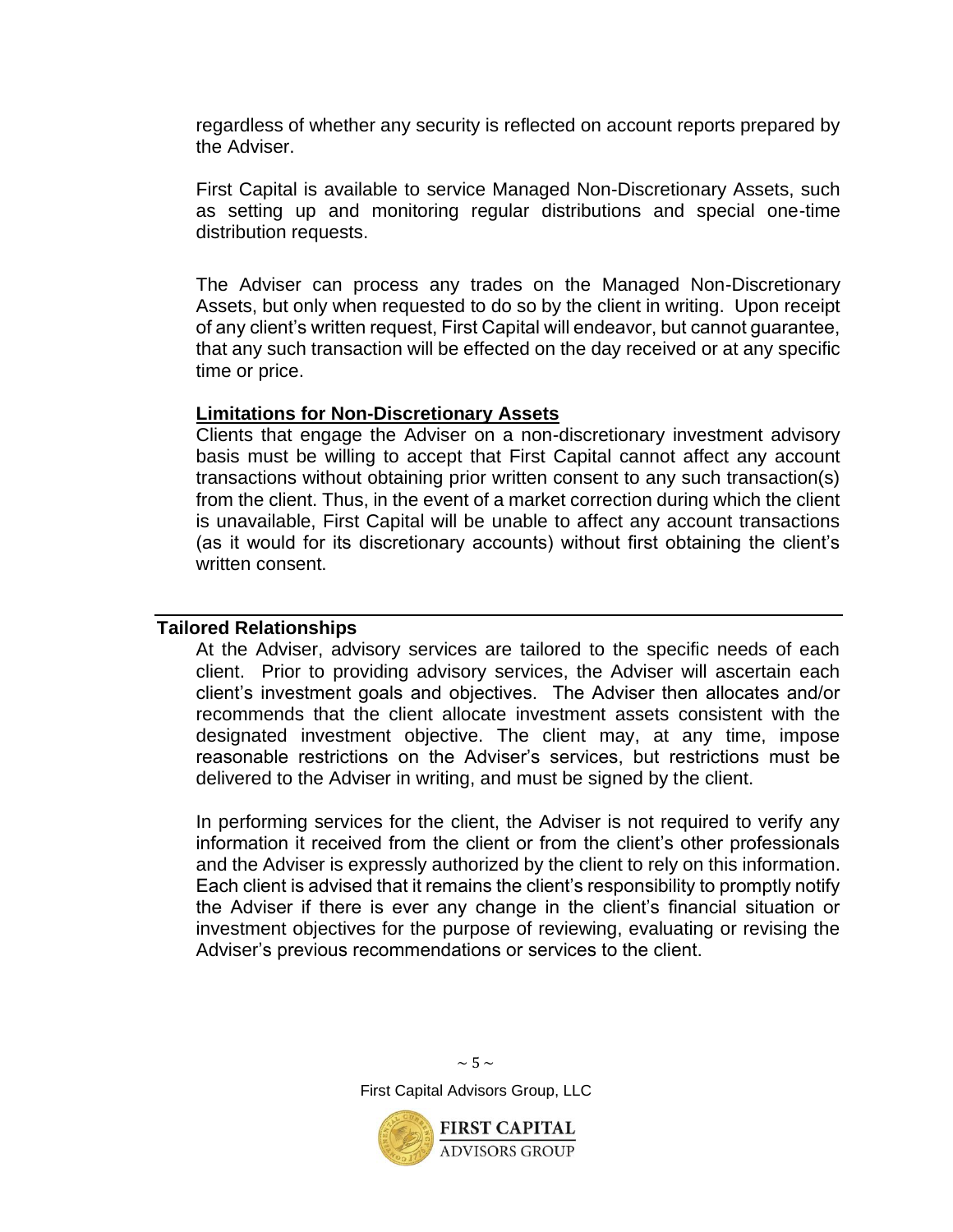regardless of whether any security is reflected on account reports prepared by the Adviser.

First Capital is available to service Managed Non-Discretionary Assets, such as setting up and monitoring regular distributions and special one-time distribution requests.

The Adviser can process any trades on the Managed Non-Discretionary Assets, but only when requested to do so by the client in writing. Upon receipt of any client's written request, First Capital will endeavor, but cannot guarantee, that any such transaction will be effected on the day received or at any specific time or price.

**Limitations for Non-Discretionary Assets**

Clients that engage the Adviser on a non-discretionary investment advisory basis must be willing to accept that First Capital cannot affect any account transactions without obtaining prior written consent to any such transaction(s) from the client. Thus, in the event of a market correction during which the client is unavailable, First Capital will be unable to affect any account transactions (as it would for its discretionary accounts) without first obtaining the client's written consent.

## Tailored Relationships

At the Adviser, advisory services are tailored to the specific needs of each client. Prior to providing advisory services, the Adviser will ascertain each client's investment goals and objectives. The Adviser then allocates and/or recommends that the client allocate investment assets consistent with the designated investment objective. The client may, at any time, impose reasonable restrictions on the Adviser's services, but restrictions must be delivered to the Adviser in writing, and must be signed by the client.

In performing services for the client, the Adviser is not required to verify any information it received from the client or from the client's other professionals and the Adviser is expressly authorized by the client to rely on this information. Each client is advised that it remains the client's responsibility to promptly notify the Adviser if there is ever any change in the client's financial situation or investment objectives for the purpose of reviewing, evaluating or revising the Adviser's previous recommendations or services to the client.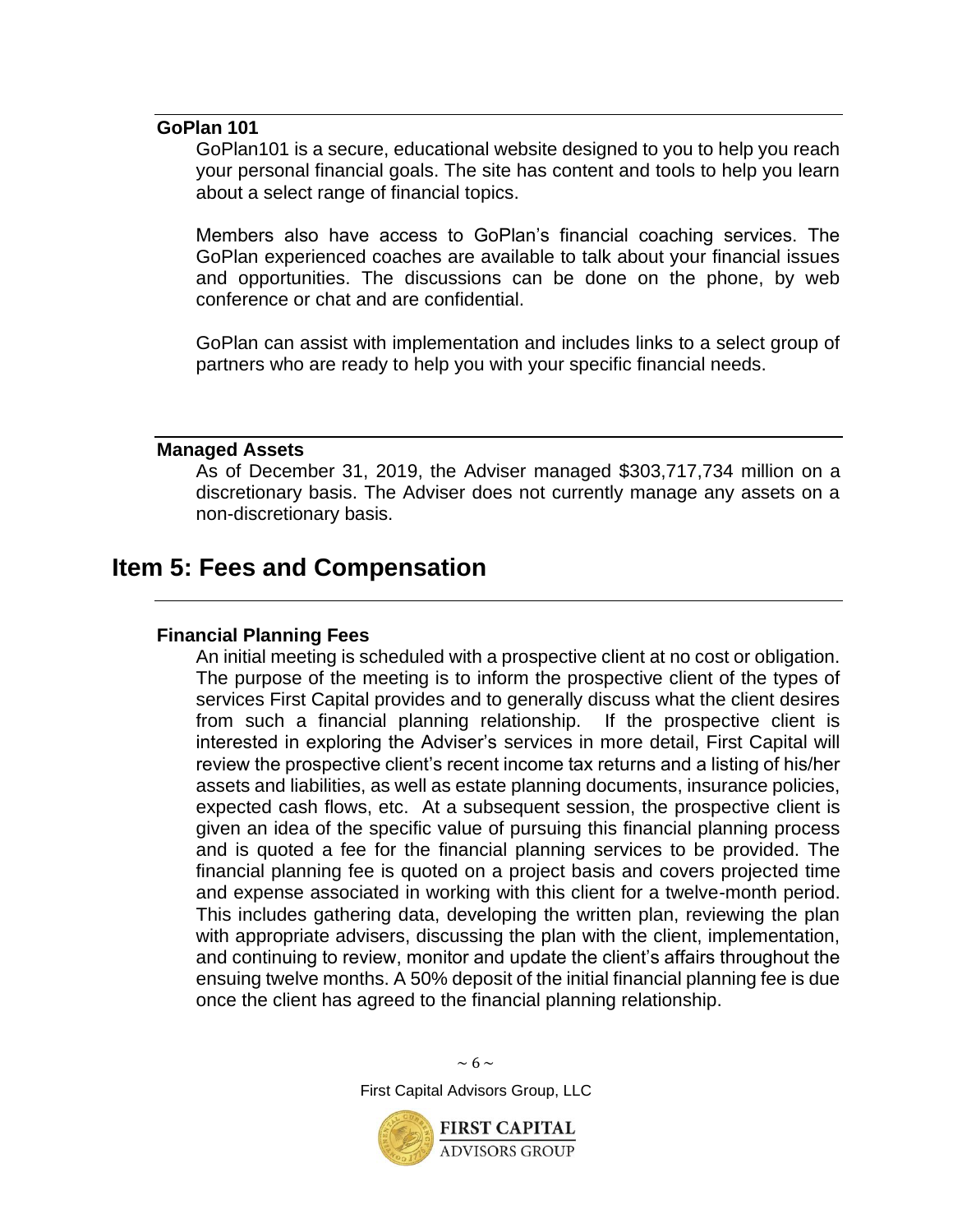### GoPlan 101

GoPlan101 is a secure, educational website designed to you to help you reach your personal financial goals. The site has content and tools to help you learn about a select range of financial topics.

Members also have access to GoPlan's financial coaching services. The GoPlan experienced coaches are available to talk about your financial issues and opportunities. The discussions can be done on the phone, by web conference or chat and are confidential.

GoPlan can assist with implementation and includes links to a select group of partners who are ready to help you with your specific financial needs.

### Managed Assets

As of December 31, 2019, the Adviser managed $303,717,734 million on a discretionary basis. The Adviser does not currently manage any assets on a non-discretionary basis.

## Item 5: Fees and Compensation

### Financial Planning Fees

An initial meeting is scheduled with a prospective client at no cost or obligation. The purpose of the meeting is to inform the prospective client of the types of services First Capital provides and to generally discuss what the client desires from such a financial planning relationship. If the prospective client is interested in exploring the Adviser's services in more detail, First Capital will review the prospective client's recent income tax returns and a listing of his/her assets and liabilities, as well as estate planning documents, insurance policies, expected cash flows, etc. At a subsequent session, the prospective client is given an idea of the specific value of pursuing this financial planning process and is quoted a fee for the financial planning services to be provided. The financial planning fee is quoted on a project basis and covers projected time and expense associated in working with this client for a twelve-month period. This includes gathering data, developing the written plan, reviewing the plan with appropriate advisers, discussing the plan with the client, implementation, and continuing to review, monitor and update the client's affairs throughout the ensuing twelve months. A 50% deposit of the initial financial planning fee is due once the client has agreed to the financial planning relationship.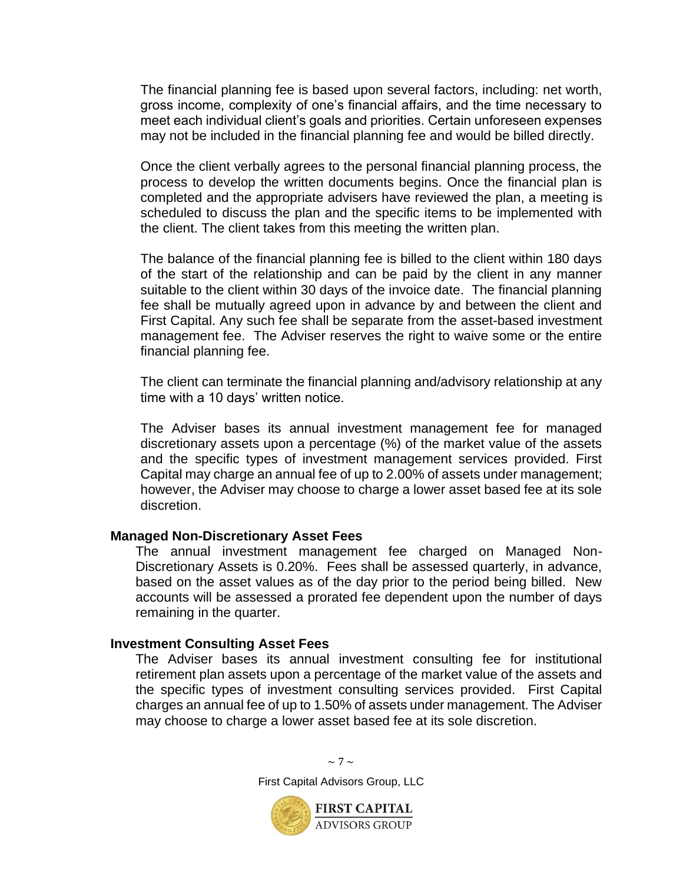The financial planning fee is based upon several factors, including: net worth, gross income, complexity of one's financial affairs, and the time necessary to meet each individual client's goals and priorities. Certain unforeseen expenses may not be included in the financial planning fee and would be billed directly.

Once the client verbally agrees to the personal financial planning process, the process to develop the written documents begins. Once the financial plan is completed and the appropriate advisers have reviewed the plan, a meeting is scheduled to discuss the plan and the specific items to be implemented with the client. The client takes from this meeting the written plan.

The balance of the financial planning fee is billed to the client within 180 days of the start of the relationship and can be paid by the client in any manner suitable to the client within 30 days of the invoice date. The financial planning fee shall be mutually agreed upon in advance by and between the client and First Capital. Any such fee shall be separate from the asset-based investment management fee. The Adviser reserves the right to waive some or the entire financial planning fee.

The client can terminate the financial planning and/advisory relationship at any time with a 10 days' written notice.

The Adviser bases its annual investment management fee for managed discretionary assets upon a percentage (%) of the market value of the assets and the specific types of investment management services provided. First Capital may charge an annual fee of up to 2.00% of assets under management; however, the Adviser may choose to charge a lower asset based fee at its sole discretion.

**Managed Non-Discretionary Asset Fees**

The annual investment management fee charged on Managed Non-Discretionary Assets is 0.20%. Fees shall be assessed quarterly, in advance, based on the asset values as of the day prior to the period being billed. New accounts will be assessed a prorated fee dependent upon the number of days remaining in the quarter.

**Investment Consulting Asset Fees**

The Adviser bases its annual investment consulting fee for institutional retirement plan assets upon a percentage of the market value of the assets and the specific types of investment consulting services provided. First Capital charges an annual fee of up to 1.50% of assets under management. The Adviser may choose to charge a lower asset based fee at its sole discretion.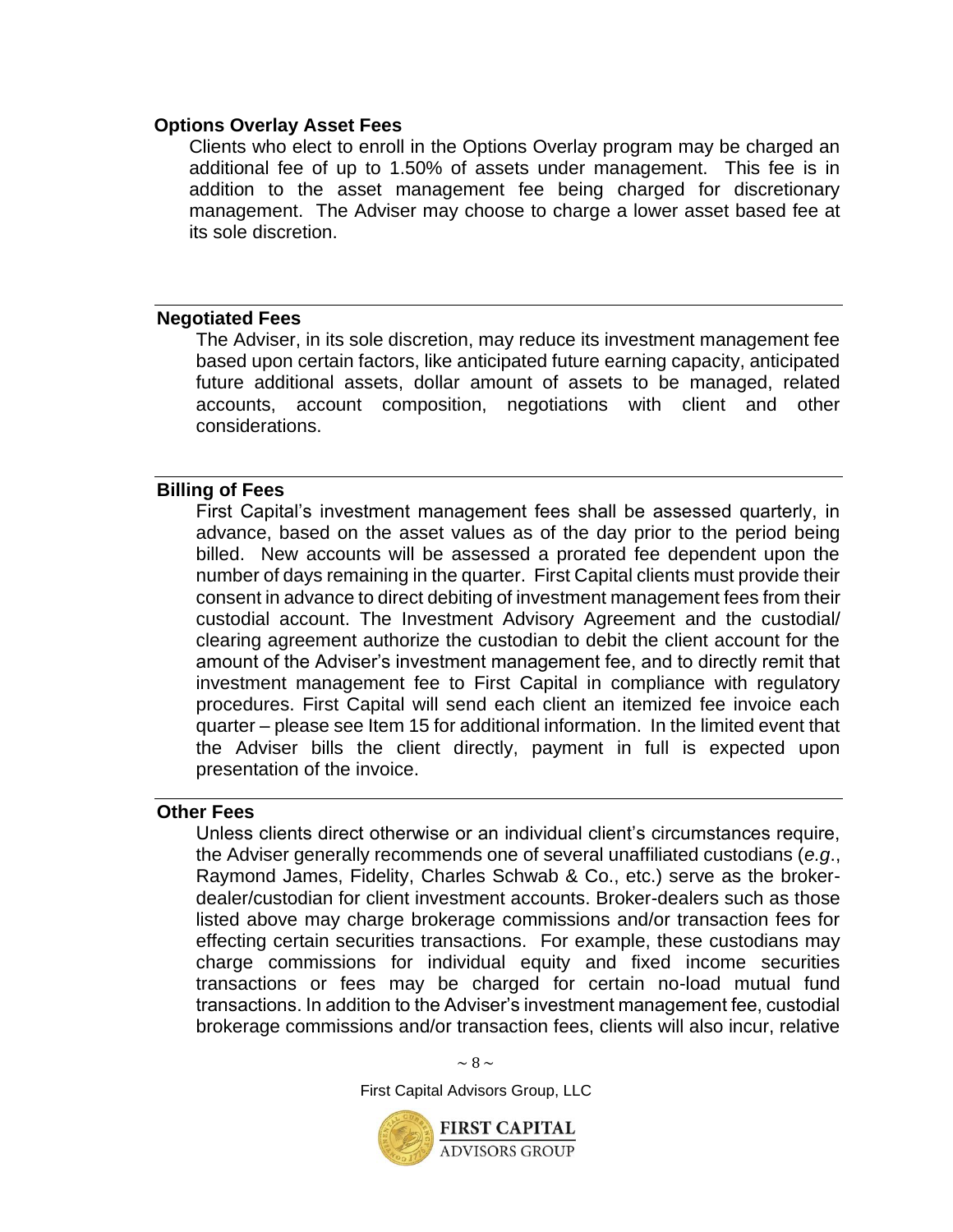### Options Overlay Asset Fees

Clients who elect to enroll in the Options Overlay program may be charged an additional fee of up to 1.50% of assets under management. This fee is in addition to the asset management fee being charged for discretionary management. The Adviser may choose to charge a lower asset based fee at its sole discretion.

### Negotiated Fees

The Adviser, in its sole discretion, may reduce its investment management fee based upon certain factors, like anticipated future earning capacity, anticipated future additional assets, dollar amount of assets to be managed, related accounts, account composition, negotiations with client and other considerations.

### Billing of Fees

First Capital's investment management fees shall be assessed quarterly, in advance, based on the asset values as of the day prior to the period being billed. New accounts will be assessed a prorated fee dependent upon the number of days remaining in the quarter. First Capital clients must provide their consent in advance to direct debiting of investment management fees from their custodial account. The Investment Advisory Agreement and the custodial/ clearing agreement authorize the custodian to debit the client account for the amount of the Adviser's investment management fee, and to directly remit that investment management fee to First Capital in compliance with regulatory procedures. First Capital will send each client an itemized fee invoice each quarter – please see Item 15 for additional information. In the limited event that the Adviser bills the client directly, payment in full is expected upon presentation of the invoice.

### Other Fees

Unless clients direct otherwise or an individual client's circumstances require, the Adviser generally recommends one of several unaffiliated custodians (*e.g*., Raymond James, Fidelity, Charles Schwab & Co., etc.) serve as the broker-dealer/custodian for client investment accounts. Broker-dealers such as those listed above may charge brokerage commissions and/or transaction fees for effecting certain securities transactions. For example, these custodians may charge commissions for individual equity and fixed income securities transactions or fees may be charged for certain no-load mutual fund transactions. In addition to the Adviser's investment management fee, custodial brokerage commissions and/or transaction fees, clients will also incur, relative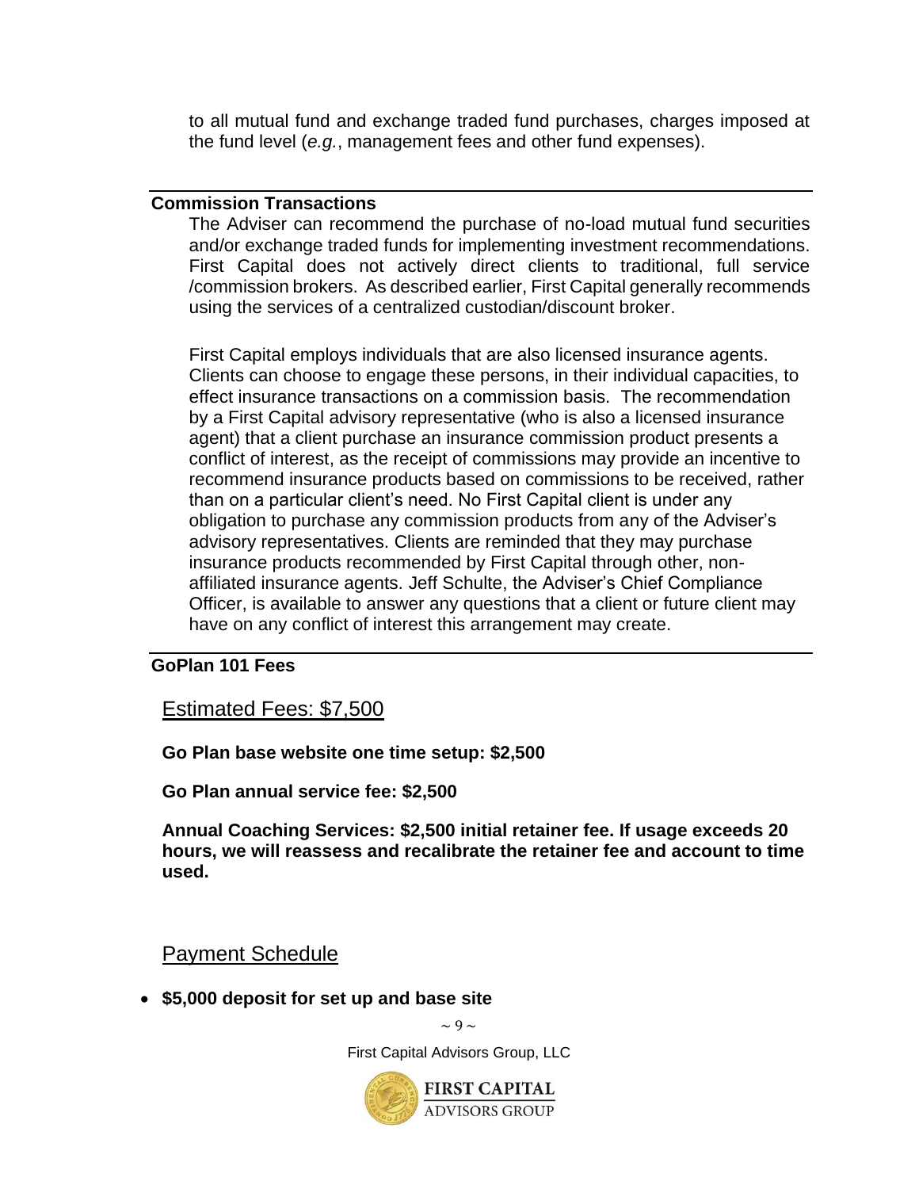to all mutual fund and exchange traded fund purchases, charges imposed at the fund level (*e.g.*, management fees and other fund expenses).

## Commission Transactions

The Adviser can recommend the purchase of no-load mutual fund securities and/or exchange traded funds for implementing investment recommendations. First Capital does not actively direct clients to traditional, full service /commission brokers. As described earlier, First Capital generally recommends using the services of a centralized custodian/discount broker.

First Capital employs individuals that are also licensed insurance agents. Clients can choose to engage these persons, in their individual capacities, to effect insurance transactions on a commission basis. The recommendation by a First Capital advisory representative (who is also a licensed insurance agent) that a client purchase an insurance commission product presents a conflict of interest, as the receipt of commissions may provide an incentive to recommend insurance products based on commissions to be received, rather than on a particular client's need. No First Capital client is under any obligation to purchase any commission products from any of the Adviser's advisory representatives. Clients are reminded that they may purchase insurance products recommended by First Capital through other, non-affiliated insurance agents. Jeff Schulte, the Adviser's Chief Compliance Officer, is available to answer any questions that a client or future client may have on any conflict of interest this arrangement may create.

## GoPlan 101 Fees

### Estimated Fees: $7,500

**Go Plan base website one time setup: $2,500**

**Go Plan annual service fee: $2,500**

**Annual Coaching Services: $2,500 initial retainer fee. If usage exceeds 20 hours, we will reassess and recalibrate the retainer fee and account to time used.**

### Payment Schedule

- **$5,000 deposit for set up and base site**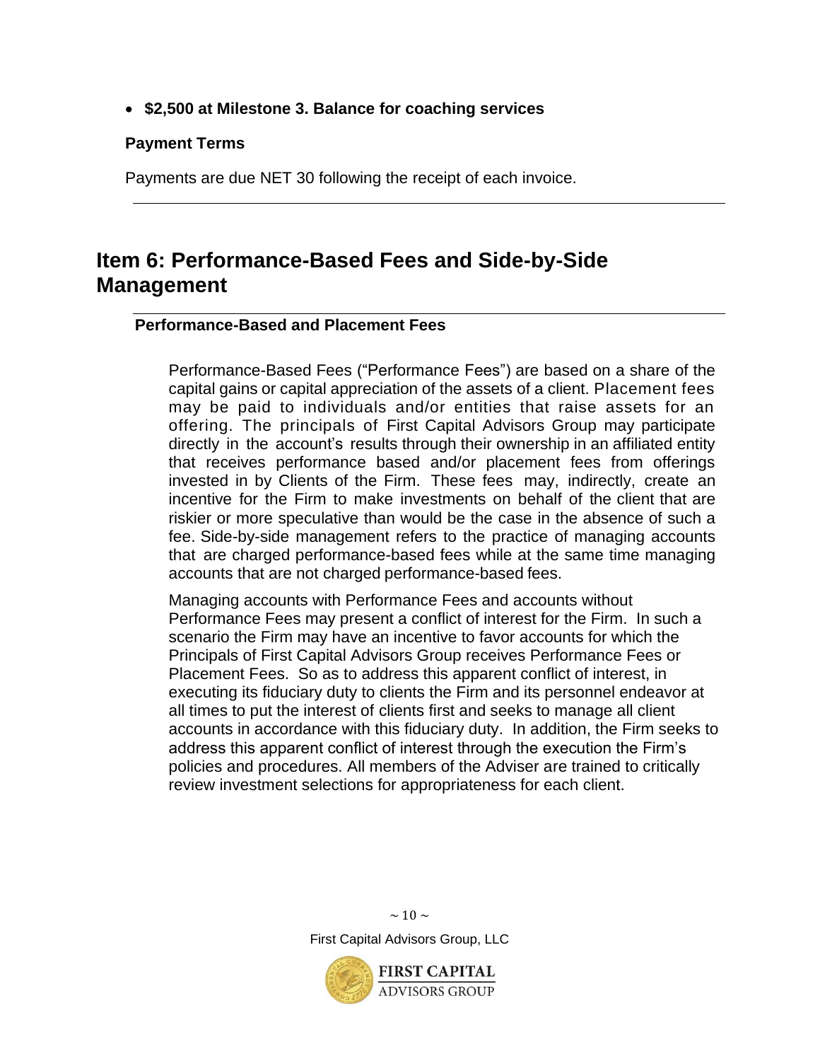- **$2,500 at Milestone 3. Balance for coaching services**

**Payment Terms**

Payments are due NET 30 following the receipt of each invoice.

---

# Item 6: Performance-Based Fees and Side-by-Side Management

---

**Performance-Based and Placement Fees**

Performance-Based Fees ("Performance Fees") are based on a share of the capital gains or capital appreciation of the assets of a client. Placement fees may be paid to individuals and/or entities that raise assets for an offering. The principals of First Capital Advisors Group may participate directly in the account's results through their ownership in an affiliated entity that receives performance based and/or placement fees from offerings invested in by Clients of the Firm. These fees may, indirectly, create an incentive for the Firm to make investments on behalf of the client that are riskier or more speculative than would be the case in the absence of such a fee. Side-by-side management refers to the practice of managing accounts that are charged performance-based fees while at the same time managing accounts that are not charged performance-based fees.

Managing accounts with Performance Fees and accounts without Performance Fees may present a conflict of interest for the Firm. In such a scenario the Firm may have an incentive to favor accounts for which the Principals of First Capital Advisors Group receives Performance Fees or Placement Fees. So as to address this apparent conflict of interest, in executing its fiduciary duty to clients the Firm and its personnel endeavor at all times to put the interest of clients first and seeks to manage all client accounts in accordance with this fiduciary duty. In addition, the Firm seeks to address this apparent conflict of interest through the execution the Firm's policies and procedures. All members of the Adviser are trained to critically review investment selections for appropriateness for each client.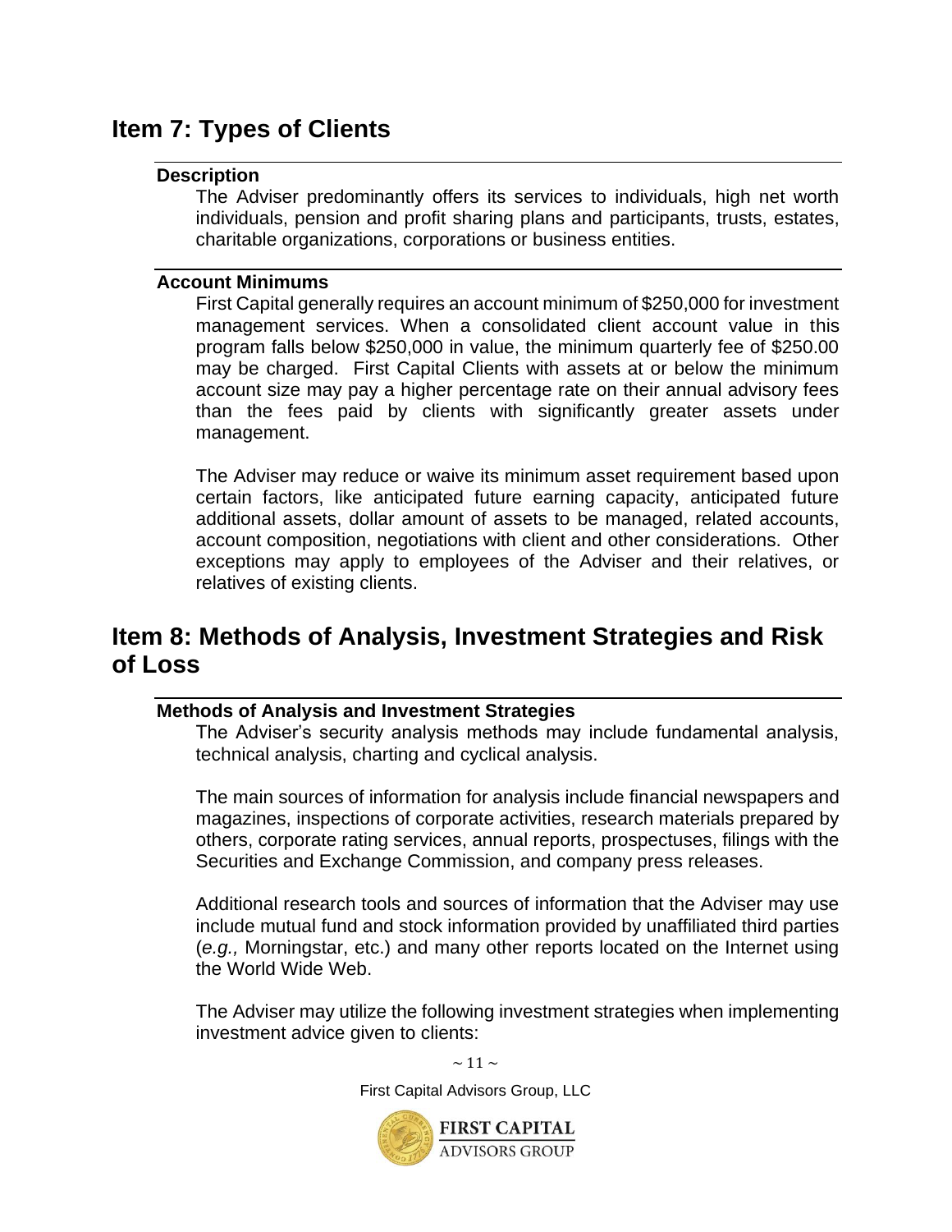## Item 7: Types of Clients

### Description

The Adviser predominantly offers its services to individuals, high net worth individuals, pension and profit sharing plans and participants, trusts, estates, charitable organizations, corporations or business entities.

### Account Minimums

First Capital generally requires an account minimum of $250,000 for investment management services. When a consolidated client account value in this program falls below $250,000 in value, the minimum quarterly fee of $250.00 may be charged. First Capital Clients with assets at or below the minimum account size may pay a higher percentage rate on their annual advisory fees than the fees paid by clients with significantly greater assets under management.

The Adviser may reduce or waive its minimum asset requirement based upon certain factors, like anticipated future earning capacity, anticipated future additional assets, dollar amount of assets to be managed, related accounts, account composition, negotiations with client and other considerations. Other exceptions may apply to employees of the Adviser and their relatives, or relatives of existing clients.

## Item 8: Methods of Analysis, Investment Strategies and Risk of Loss

### Methods of Analysis and Investment Strategies

The Adviser's security analysis methods may include fundamental analysis, technical analysis, charting and cyclical analysis.

The main sources of information for analysis include financial newspapers and magazines, inspections of corporate activities, research materials prepared by others, corporate rating services, annual reports, prospectuses, filings with the Securities and Exchange Commission, and company press releases.

Additional research tools and sources of information that the Adviser may use include mutual fund and stock information provided by unaffiliated third parties (*e.g.,* Morningstar, etc.) and many other reports located on the Internet using the World Wide Web.

The Adviser may utilize the following investment strategies when implementing investment advice given to clients: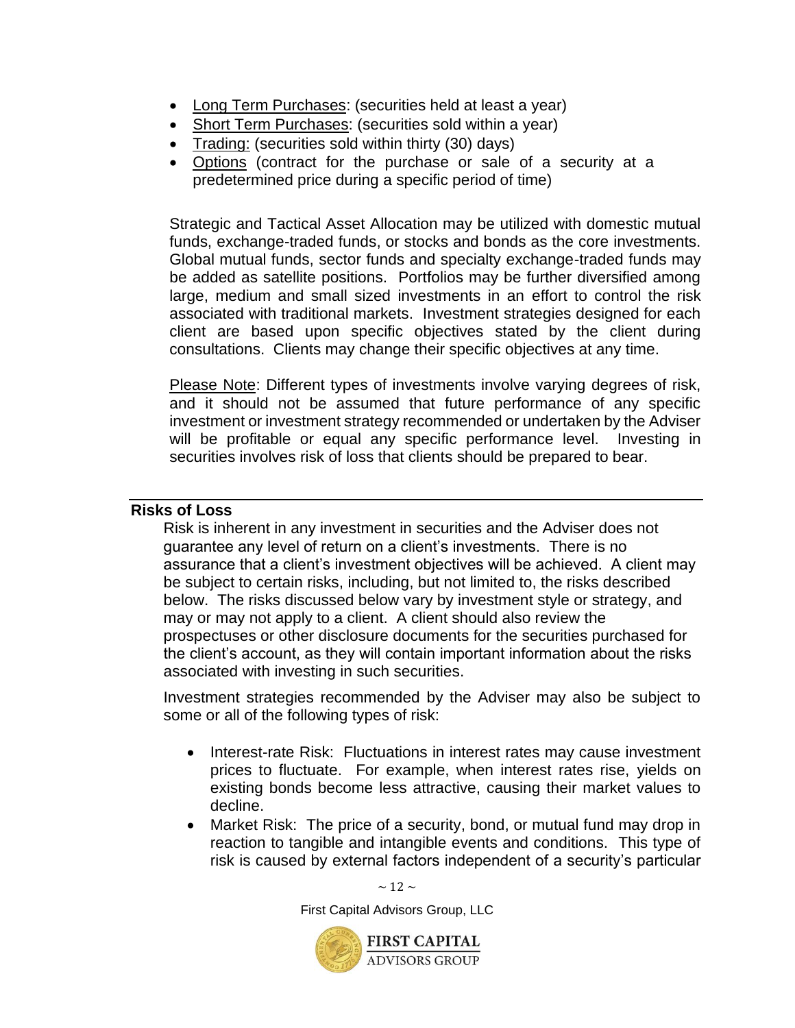- Long Term Purchases: (securities held at least a year)
- Short Term Purchases: (securities sold within a year)
- Trading: (securities sold within thirty (30) days)
- Options (contract for the purchase or sale of a security at a predetermined price during a specific period of time)

Strategic and Tactical Asset Allocation may be utilized with domestic mutual funds, exchange-traded funds, or stocks and bonds as the core investments. Global mutual funds, sector funds and specialty exchange-traded funds may be added as satellite positions. Portfolios may be further diversified among large, medium and small sized investments in an effort to control the risk associated with traditional markets. Investment strategies designed for each client are based upon specific objectives stated by the client during consultations. Clients may change their specific objectives at any time.

Please Note: Different types of investments involve varying degrees of risk, and it should not be assumed that future performance of any specific investment or investment strategy recommended or undertaken by the Adviser will be profitable or equal any specific performance level. Investing in securities involves risk of loss that clients should be prepared to bear.

## Risks of Loss

Risk is inherent in any investment in securities and the Adviser does not guarantee any level of return on a client's investments. There is no assurance that a client's investment objectives will be achieved. A client may be subject to certain risks, including, but not limited to, the risks described below. The risks discussed below vary by investment style or strategy, and may or may not apply to a client. A client should also review the prospectuses or other disclosure documents for the securities purchased for the client's account, as they will contain important information about the risks associated with investing in such securities.

Investment strategies recommended by the Adviser may also be subject to some or all of the following types of risk:

- Interest-rate Risk: Fluctuations in interest rates may cause investment prices to fluctuate. For example, when interest rates rise, yields on existing bonds become less attractive, causing their market values to decline.
- Market Risk: The price of a security, bond, or mutual fund may drop in reaction to tangible and intangible events and conditions. This type of risk is caused by external factors independent of a security's particular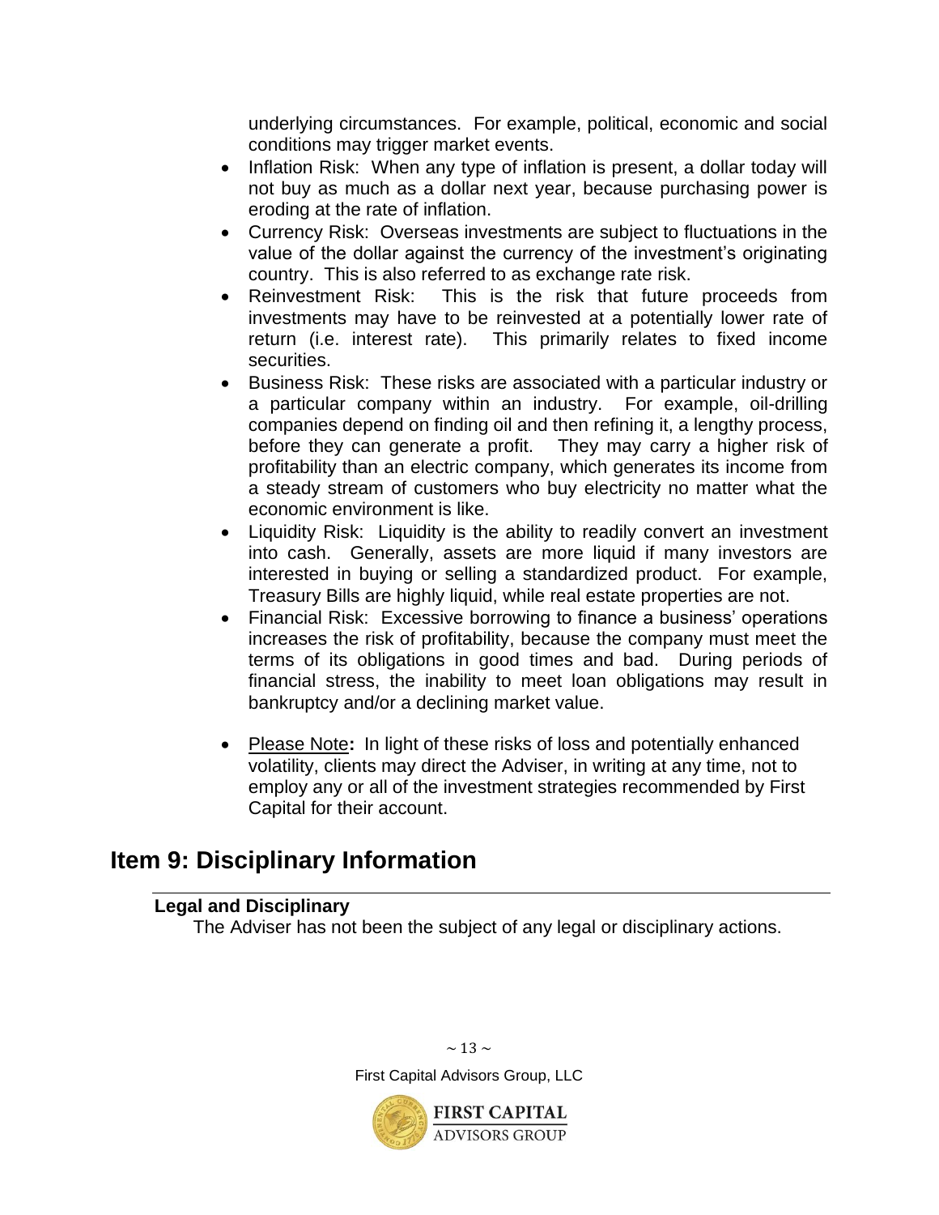underlying circumstances. For example, political, economic and social conditions may trigger market events.

- Inflation Risk: When any type of inflation is present, a dollar today will not buy as much as a dollar next year, because purchasing power is eroding at the rate of inflation.
- Currency Risk: Overseas investments are subject to fluctuations in the value of the dollar against the currency of the investment's originating country. This is also referred to as exchange rate risk.
- Reinvestment Risk: This is the risk that future proceeds from investments may have to be reinvested at a potentially lower rate of return (i.e. interest rate). This primarily relates to fixed income securities.
- Business Risk: These risks are associated with a particular industry or a particular company within an industry. For example, oil-drilling companies depend on finding oil and then refining it, a lengthy process, before they can generate a profit. They may carry a higher risk of profitability than an electric company, which generates its income from a steady stream of customers who buy electricity no matter what the economic environment is like.
- Liquidity Risk: Liquidity is the ability to readily convert an investment into cash. Generally, assets are more liquid if many investors are interested in buying or selling a standardized product. For example, Treasury Bills are highly liquid, while real estate properties are not.
- Financial Risk: Excessive borrowing to finance a business' operations increases the risk of profitability, because the company must meet the terms of its obligations in good times and bad. During periods of financial stress, the inability to meet loan obligations may result in bankruptcy and/or a declining market value.

- Please Note**:** In light of these risks of loss and potentially enhanced volatility, clients may direct the Adviser, in writing at any time, not to employ any or all of the investment strategies recommended by First Capital for their account.

## Item 9: Disciplinary Information

**Legal and Disciplinary**

The Adviser has not been the subject of any legal or disciplinary actions.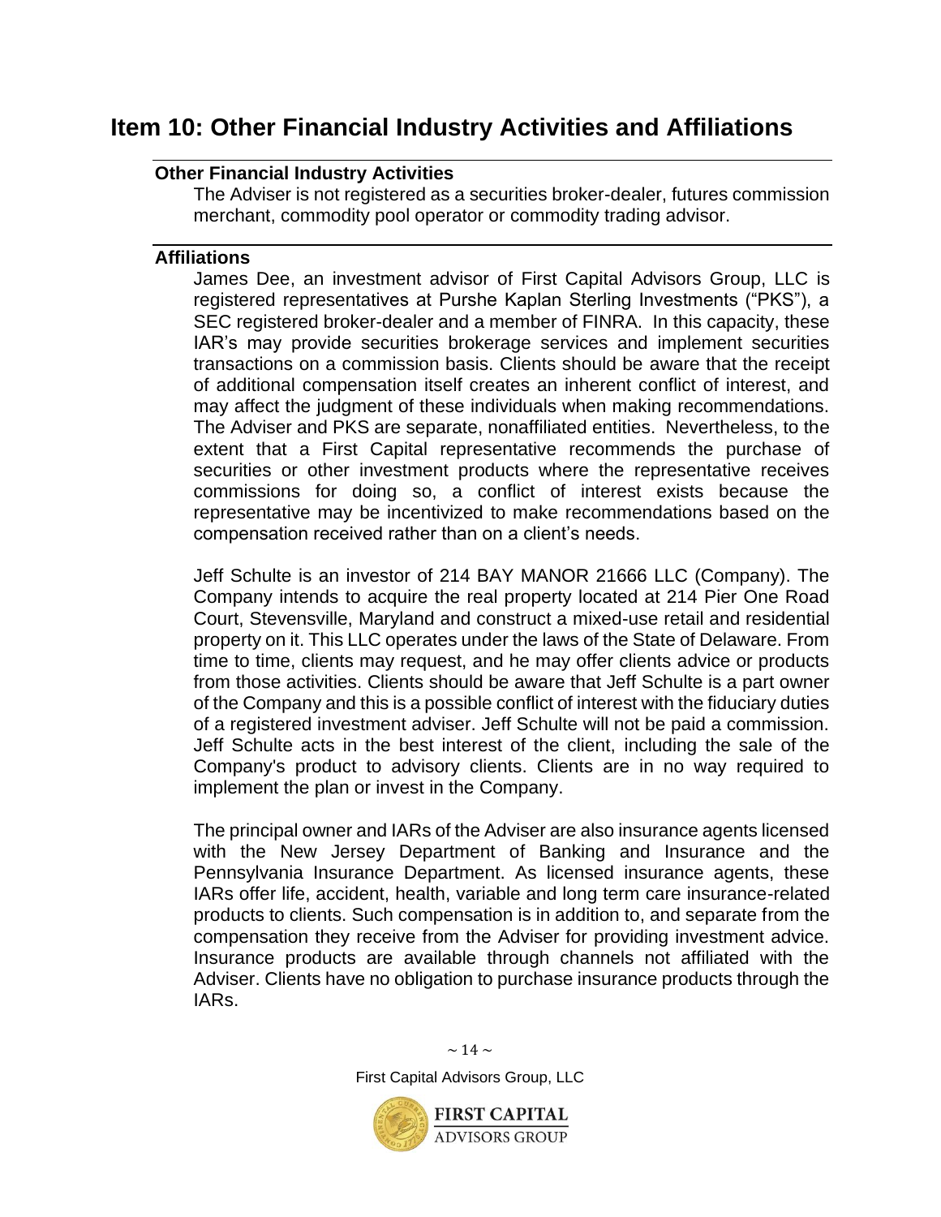# Item 10: Other Financial Industry Activities and Affiliations

**Other Financial Industry Activities**

The Adviser is not registered as a securities broker-dealer, futures commission merchant, commodity pool operator or commodity trading advisor.

**Affiliations**

James Dee, an investment advisor of First Capital Advisors Group, LLC is registered representatives at Purshe Kaplan Sterling Investments ("PKS"), a SEC registered broker-dealer and a member of FINRA. In this capacity, these IAR's may provide securities brokerage services and implement securities transactions on a commission basis. Clients should be aware that the receipt of additional compensation itself creates an inherent conflict of interest, and may affect the judgment of these individuals when making recommendations. The Adviser and PKS are separate, nonaffiliated entities. Nevertheless, to the extent that a First Capital representative recommends the purchase of securities or other investment products where the representative receives commissions for doing so, a conflict of interest exists because the representative may be incentivized to make recommendations based on the compensation received rather than on a client's needs.

Jeff Schulte is an investor of 214 BAY MANOR 21666 LLC (Company). The Company intends to acquire the real property located at 214 Pier One Road Court, Stevensville, Maryland and construct a mixed-use retail and residential property on it. This LLC operates under the laws of the State of Delaware. From time to time, clients may request, and he may offer clients advice or products from those activities. Clients should be aware that Jeff Schulte is a part owner of the Company and this is a possible conflict of interest with the fiduciary duties of a registered investment adviser. Jeff Schulte will not be paid a commission. Jeff Schulte acts in the best interest of the client, including the sale of the Company's product to advisory clients. Clients are in no way required to implement the plan or invest in the Company.

The principal owner and IARs of the Adviser are also insurance agents licensed with the New Jersey Department of Banking and Insurance and the Pennsylvania Insurance Department. As licensed insurance agents, these IARs offer life, accident, health, variable and long term care insurance-related products to clients. Such compensation is in addition to, and separate from the compensation they receive from the Adviser for providing investment advice. Insurance products are available through channels not affiliated with the Adviser. Clients have no obligation to purchase insurance products through the IARs.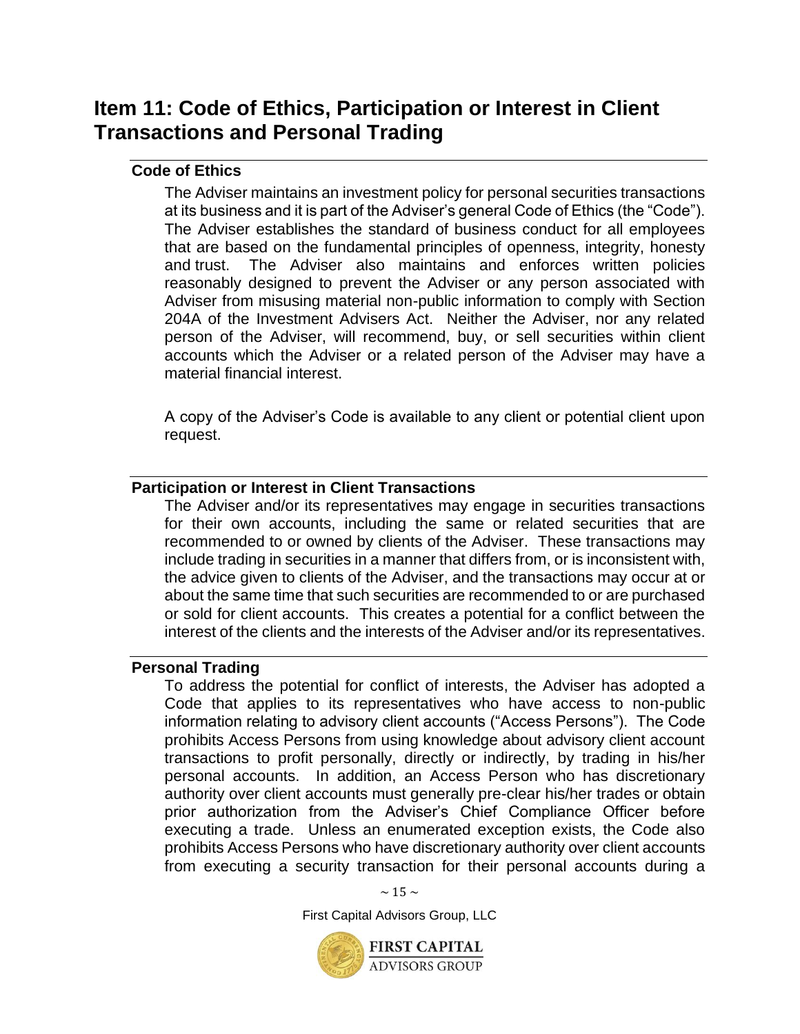## Item 11: Code of Ethics, Participation or Interest in Client Transactions and Personal Trading

### Code of Ethics

The Adviser maintains an investment policy for personal securities transactions at its business and it is part of the Adviser's general Code of Ethics (the "Code"). The Adviser establishes the standard of business conduct for all employees that are based on the fundamental principles of openness, integrity, honesty and trust. The Adviser also maintains and enforces written policies reasonably designed to prevent the Adviser or any person associated with Adviser from misusing material non-public information to comply with Section 204A of the Investment Advisers Act. Neither the Adviser, nor any related person of the Adviser, will recommend, buy, or sell securities within client accounts which the Adviser or a related person of the Adviser may have a material financial interest.

A copy of the Adviser's Code is available to any client or potential client upon request.

### Participation or Interest in Client Transactions

The Adviser and/or its representatives may engage in securities transactions for their own accounts, including the same or related securities that are recommended to or owned by clients of the Adviser. These transactions may include trading in securities in a manner that differs from, or is inconsistent with, the advice given to clients of the Adviser, and the transactions may occur at or about the same time that such securities are recommended to or are purchased or sold for client accounts. This creates a potential for a conflict between the interest of the clients and the interests of the Adviser and/or its representatives.

### Personal Trading

To address the potential for conflict of interests, the Adviser has adopted a Code that applies to its representatives who have access to non-public information relating to advisory client accounts ("Access Persons"). The Code prohibits Access Persons from using knowledge about advisory client account transactions to profit personally, directly or indirectly, by trading in his/her personal accounts. In addition, an Access Person who has discretionary authority over client accounts must generally pre-clear his/her trades or obtain prior authorization from the Adviser's Chief Compliance Officer before executing a trade. Unless an enumerated exception exists, the Code also prohibits Access Persons who have discretionary authority over client accounts from executing a security transaction for their personal accounts during a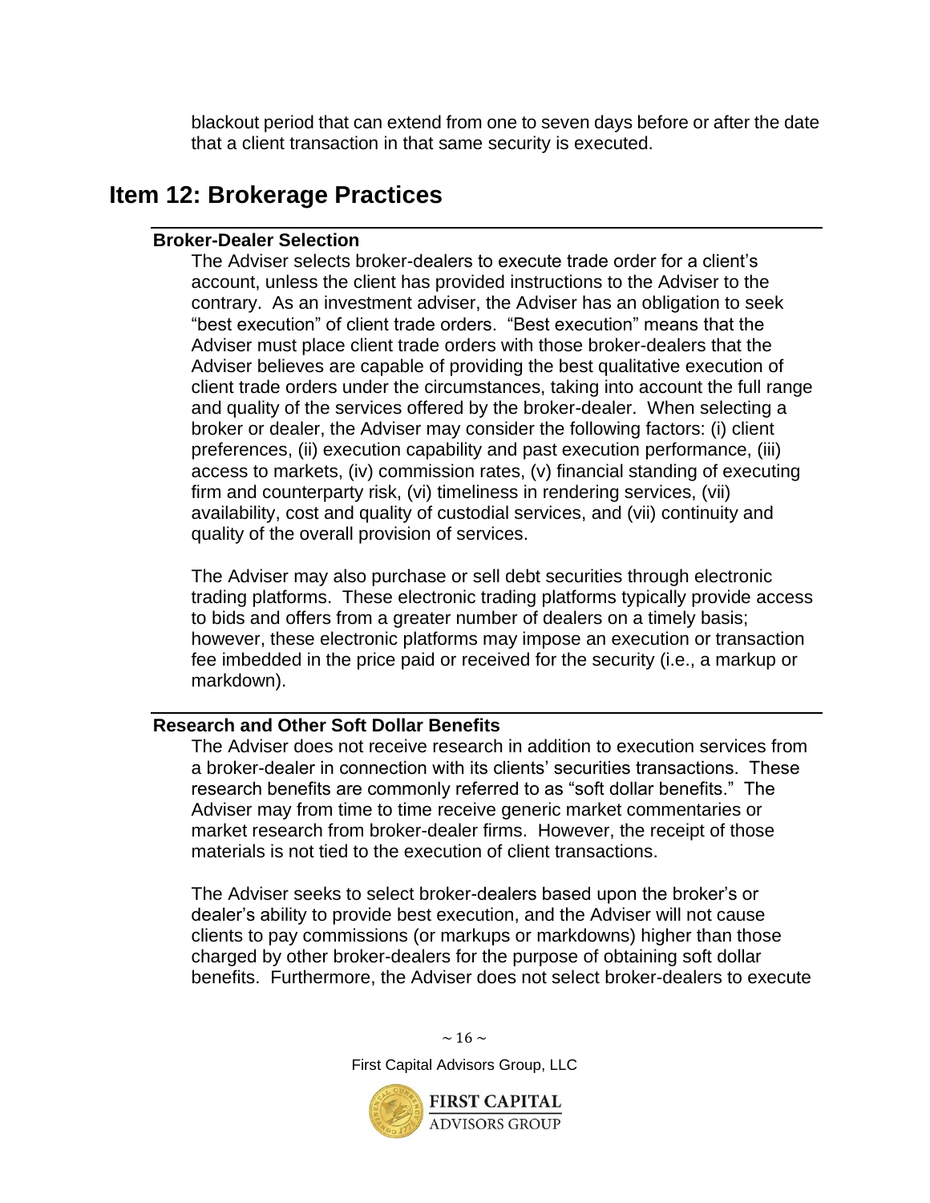blackout period that can extend from one to seven days before or after the date that a client transaction in that same security is executed.

## Item 12: Brokerage Practices

### Broker-Dealer Selection

The Adviser selects broker-dealers to execute trade order for a client's account, unless the client has provided instructions to the Adviser to the contrary. As an investment adviser, the Adviser has an obligation to seek "best execution" of client trade orders. "Best execution" means that the Adviser must place client trade orders with those broker-dealers that the Adviser believes are capable of providing the best qualitative execution of client trade orders under the circumstances, taking into account the full range and quality of the services offered by the broker-dealer. When selecting a broker or dealer, the Adviser may consider the following factors: (i) client preferences, (ii) execution capability and past execution performance, (iii) access to markets, (iv) commission rates, (v) financial standing of executing firm and counterparty risk, (vi) timeliness in rendering services, (vii) availability, cost and quality of custodial services, and (vii) continuity and quality of the overall provision of services.

The Adviser may also purchase or sell debt securities through electronic trading platforms. These electronic trading platforms typically provide access to bids and offers from a greater number of dealers on a timely basis; however, these electronic platforms may impose an execution or transaction fee imbedded in the price paid or received for the security (i.e., a markup or markdown).

### Research and Other Soft Dollar Benefits

The Adviser does not receive research in addition to execution services from a broker-dealer in connection with its clients' securities transactions. These research benefits are commonly referred to as "soft dollar benefits." The Adviser may from time to time receive generic market commentaries or market research from broker-dealer firms. However, the receipt of those materials is not tied to the execution of client transactions.

The Adviser seeks to select broker-dealers based upon the broker's or dealer's ability to provide best execution, and the Adviser will not cause clients to pay commissions (or markups or markdowns) higher than those charged by other broker-dealers for the purpose of obtaining soft dollar benefits. Furthermore, the Adviser does not select broker-dealers to execute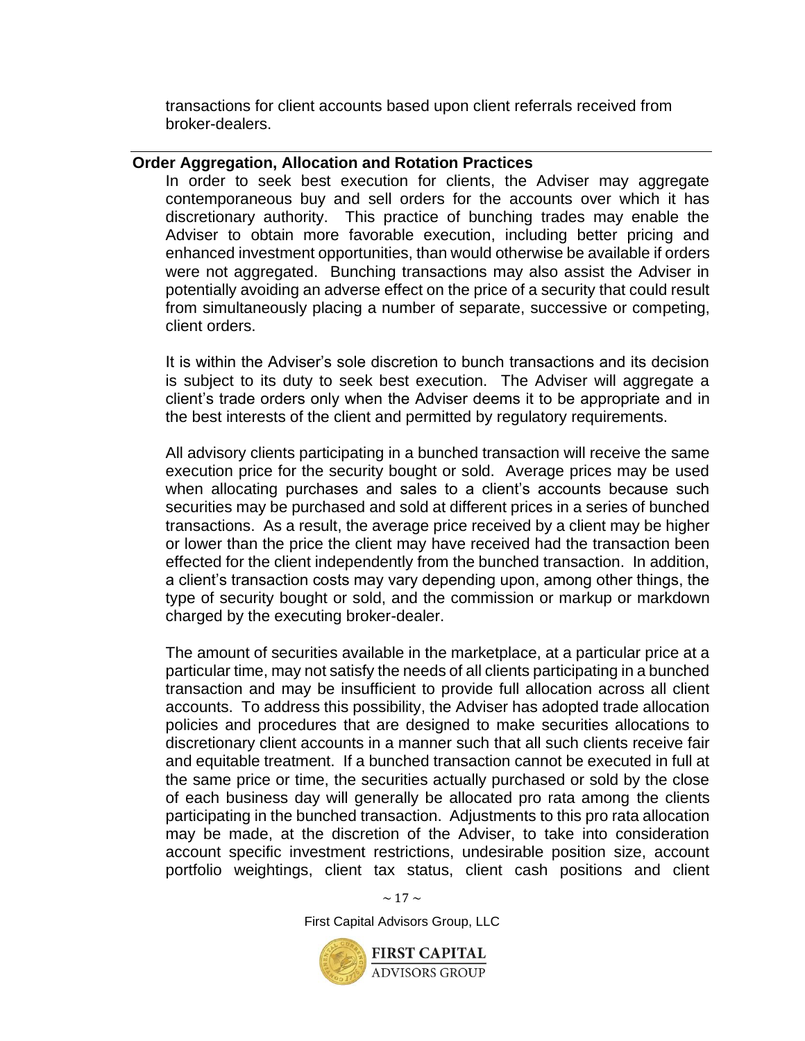transactions for client accounts based upon client referrals received from broker-dealers.

**Order Aggregation, Allocation and Rotation Practices**

In order to seek best execution for clients, the Adviser may aggregate contemporaneous buy and sell orders for the accounts over which it has discretionary authority. This practice of bunching trades may enable the Adviser to obtain more favorable execution, including better pricing and enhanced investment opportunities, than would otherwise be available if orders were not aggregated. Bunching transactions may also assist the Adviser in potentially avoiding an adverse effect on the price of a security that could result from simultaneously placing a number of separate, successive or competing, client orders.

It is within the Adviser's sole discretion to bunch transactions and its decision is subject to its duty to seek best execution. The Adviser will aggregate a client's trade orders only when the Adviser deems it to be appropriate and in the best interests of the client and permitted by regulatory requirements.

All advisory clients participating in a bunched transaction will receive the same execution price for the security bought or sold. Average prices may be used when allocating purchases and sales to a client's accounts because such securities may be purchased and sold at different prices in a series of bunched transactions. As a result, the average price received by a client may be higher or lower than the price the client may have received had the transaction been effected for the client independently from the bunched transaction. In addition, a client's transaction costs may vary depending upon, among other things, the type of security bought or sold, and the commission or markup or markdown charged by the executing broker-dealer.

The amount of securities available in the marketplace, at a particular price at a particular time, may not satisfy the needs of all clients participating in a bunched transaction and may be insufficient to provide full allocation across all client accounts. To address this possibility, the Adviser has adopted trade allocation policies and procedures that are designed to make securities allocations to discretionary client accounts in a manner such that all such clients receive fair and equitable treatment. If a bunched transaction cannot be executed in full at the same price or time, the securities actually purchased or sold by the close of each business day will generally be allocated pro rata among the clients participating in the bunched transaction. Adjustments to this pro rata allocation may be made, at the discretion of the Adviser, to take into consideration account specific investment restrictions, undesirable position size, account portfolio weightings, client tax status, client cash positions and client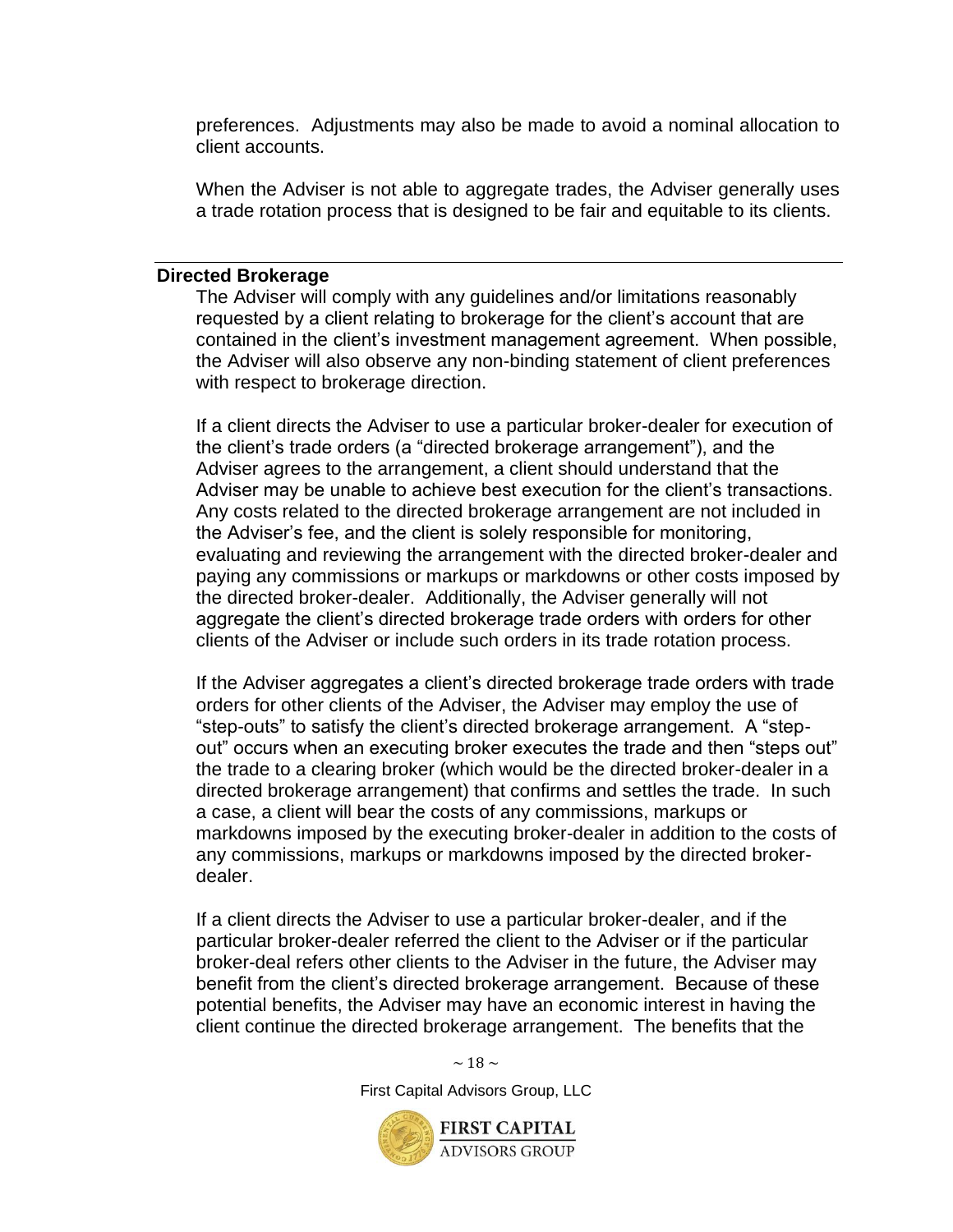preferences. Adjustments may also be made to avoid a nominal allocation to client accounts.

When the Adviser is not able to aggregate trades, the Adviser generally uses a trade rotation process that is designed to be fair and equitable to its clients.

## Directed Brokerage

The Adviser will comply with any guidelines and/or limitations reasonably requested by a client relating to brokerage for the client's account that are contained in the client's investment management agreement. When possible, the Adviser will also observe any non-binding statement of client preferences with respect to brokerage direction.

If a client directs the Adviser to use a particular broker-dealer for execution of the client's trade orders (a "directed brokerage arrangement"), and the Adviser agrees to the arrangement, a client should understand that the Adviser may be unable to achieve best execution for the client's transactions. Any costs related to the directed brokerage arrangement are not included in the Adviser's fee, and the client is solely responsible for monitoring, evaluating and reviewing the arrangement with the directed broker-dealer and paying any commissions or markups or markdowns or other costs imposed by the directed broker-dealer. Additionally, the Adviser generally will not aggregate the client's directed brokerage trade orders with orders for other clients of the Adviser or include such orders in its trade rotation process.

If the Adviser aggregates a client's directed brokerage trade orders with trade orders for other clients of the Adviser, the Adviser may employ the use of "step-outs" to satisfy the client's directed brokerage arrangement. A "step-out" occurs when an executing broker executes the trade and then "steps out" the trade to a clearing broker (which would be the directed broker-dealer in a directed brokerage arrangement) that confirms and settles the trade. In such a case, a client will bear the costs of any commissions, markups or markdowns imposed by the executing broker-dealer in addition to the costs of any commissions, markups or markdowns imposed by the directed broker-dealer.

If a client directs the Adviser to use a particular broker-dealer, and if the particular broker-dealer referred the client to the Adviser or if the particular broker-deal refers other clients to the Adviser in the future, the Adviser may benefit from the client's directed brokerage arrangement. Because of these potential benefits, the Adviser may have an economic interest in having the client continue the directed brokerage arrangement. The benefits that the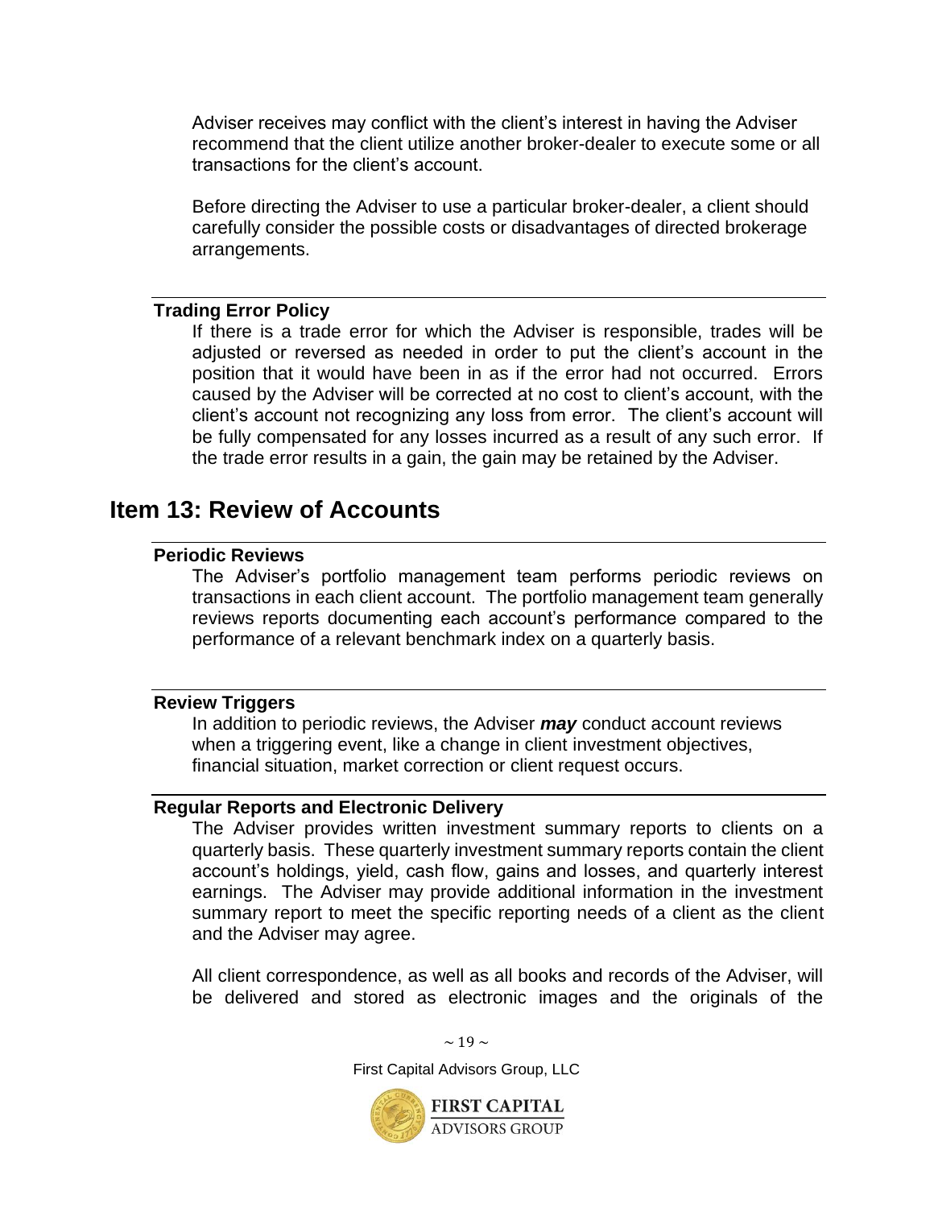Adviser receives may conflict with the client's interest in having the Adviser recommend that the client utilize another broker-dealer to execute some or all transactions for the client's account.

Before directing the Adviser to use a particular broker-dealer, a client should carefully consider the possible costs or disadvantages of directed brokerage arrangements.

### Trading Error Policy

If there is a trade error for which the Adviser is responsible, trades will be adjusted or reversed as needed in order to put the client's account in the position that it would have been in as if the error had not occurred. Errors caused by the Adviser will be corrected at no cost to client's account, with the client's account not recognizing any loss from error. The client's account will be fully compensated for any losses incurred as a result of any such error. If the trade error results in a gain, the gain may be retained by the Adviser.

## Item 13: Review of Accounts

### Periodic Reviews

The Adviser's portfolio management team performs periodic reviews on transactions in each client account. The portfolio management team generally reviews reports documenting each account's performance compared to the performance of a relevant benchmark index on a quarterly basis.

### Review Triggers

In addition to periodic reviews, the Adviser ***may*** conduct account reviews when a triggering event, like a change in client investment objectives, financial situation, market correction or client request occurs.

### Regular Reports and Electronic Delivery

The Adviser provides written investment summary reports to clients on a quarterly basis. These quarterly investment summary reports contain the client account's holdings, yield, cash flow, gains and losses, and quarterly interest earnings. The Adviser may provide additional information in the investment summary report to meet the specific reporting needs of a client as the client and the Adviser may agree.

All client correspondence, as well as all books and records of the Adviser, will be delivered and stored as electronic images and the originals of the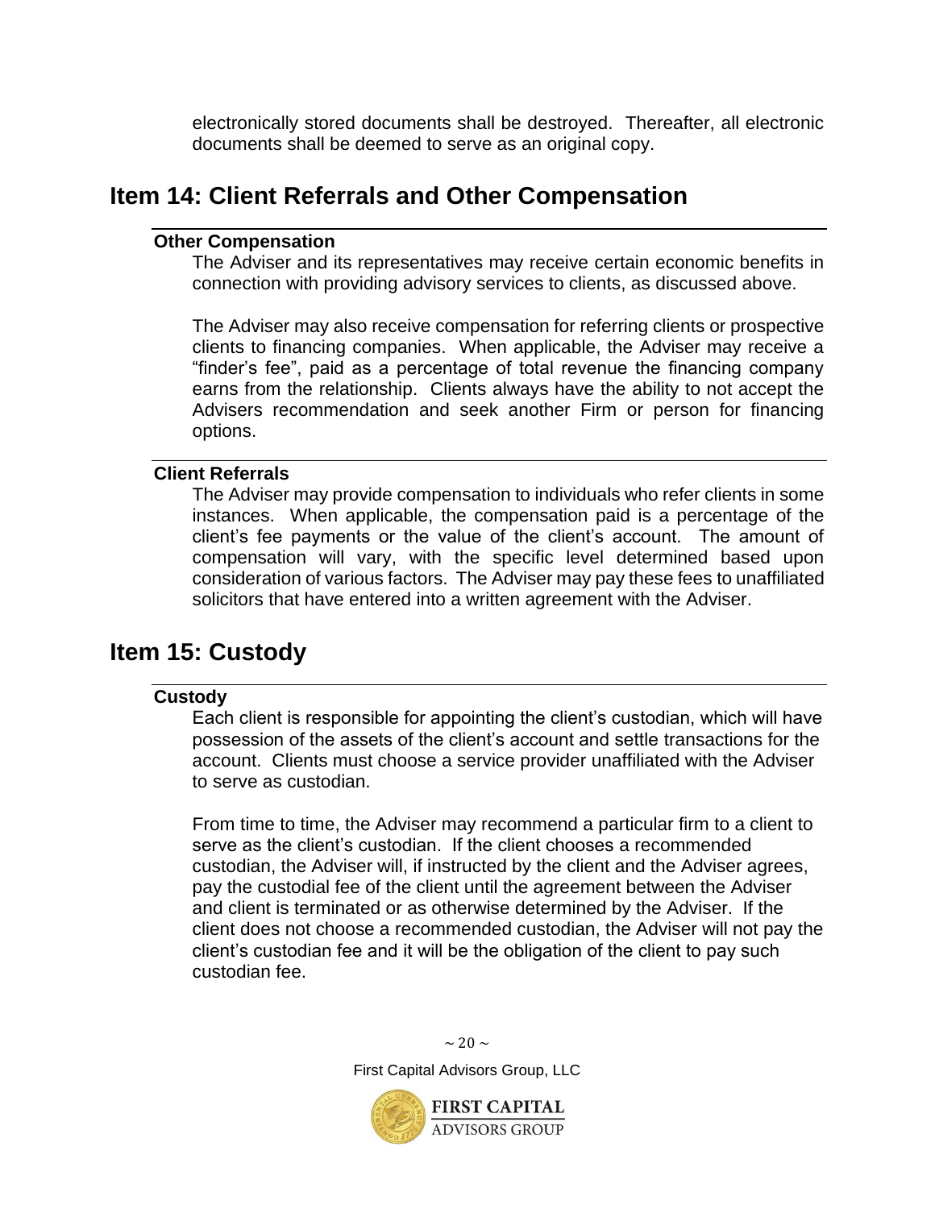electronically stored documents shall be destroyed. Thereafter, all electronic documents shall be deemed to serve as an original copy.

## Item 14: Client Referrals and Other Compensation

### Other Compensation

The Adviser and its representatives may receive certain economic benefits in connection with providing advisory services to clients, as discussed above.

The Adviser may also receive compensation for referring clients or prospective clients to financing companies. When applicable, the Adviser may receive a "finder's fee", paid as a percentage of total revenue the financing company earns from the relationship. Clients always have the ability to not accept the Advisers recommendation and seek another Firm or person for financing options.

### Client Referrals

The Adviser may provide compensation to individuals who refer clients in some instances. When applicable, the compensation paid is a percentage of the client's fee payments or the value of the client's account. The amount of compensation will vary, with the specific level determined based upon consideration of various factors. The Adviser may pay these fees to unaffiliated solicitors that have entered into a written agreement with the Adviser.

## Item 15: Custody

### Custody

Each client is responsible for appointing the client's custodian, which will have possession of the assets of the client's account and settle transactions for the account. Clients must choose a service provider unaffiliated with the Adviser to serve as custodian.

From time to time, the Adviser may recommend a particular firm to a client to serve as the client's custodian. If the client chooses a recommended custodian, the Adviser will, if instructed by the client and the Adviser agrees, pay the custodial fee of the client until the agreement between the Adviser and client is terminated or as otherwise determined by the Adviser. If the client does not choose a recommended custodian, the Adviser will not pay the client's custodian fee and it will be the obligation of the client to pay such custodian fee.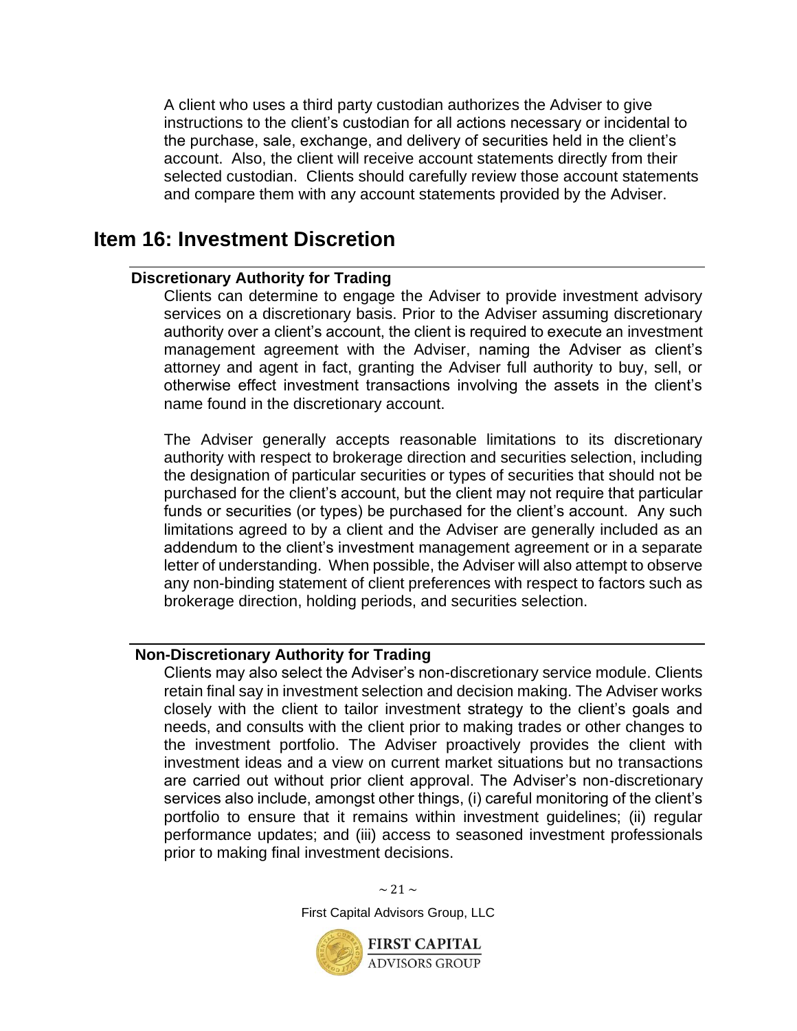A client who uses a third party custodian authorizes the Adviser to give instructions to the client's custodian for all actions necessary or incidental to the purchase, sale, exchange, and delivery of securities held in the client's account. Also, the client will receive account statements directly from their selected custodian. Clients should carefully review those account statements and compare them with any account statements provided by the Adviser.

## Item 16: Investment Discretion

### Discretionary Authority for Trading

Clients can determine to engage the Adviser to provide investment advisory services on a discretionary basis. Prior to the Adviser assuming discretionary authority over a client's account, the client is required to execute an investment management agreement with the Adviser, naming the Adviser as client's attorney and agent in fact, granting the Adviser full authority to buy, sell, or otherwise effect investment transactions involving the assets in the client's name found in the discretionary account.

The Adviser generally accepts reasonable limitations to its discretionary authority with respect to brokerage direction and securities selection, including the designation of particular securities or types of securities that should not be purchased for the client's account, but the client may not require that particular funds or securities (or types) be purchased for the client's account. Any such limitations agreed to by a client and the Adviser are generally included as an addendum to the client's investment management agreement or in a separate letter of understanding. When possible, the Adviser will also attempt to observe any non-binding statement of client preferences with respect to factors such as brokerage direction, holding periods, and securities selection.

### Non-Discretionary Authority for Trading

Clients may also select the Adviser's non-discretionary service module. Clients retain final say in investment selection and decision making. The Adviser works closely with the client to tailor investment strategy to the client's goals and needs, and consults with the client prior to making trades or other changes to the investment portfolio. The Adviser proactively provides the client with investment ideas and a view on current market situations but no transactions are carried out without prior client approval. The Adviser's non-discretionary services also include, amongst other things, (i) careful monitoring of the client's portfolio to ensure that it remains within investment guidelines; (ii) regular performance updates; and (iii) access to seasoned investment professionals prior to making final investment decisions.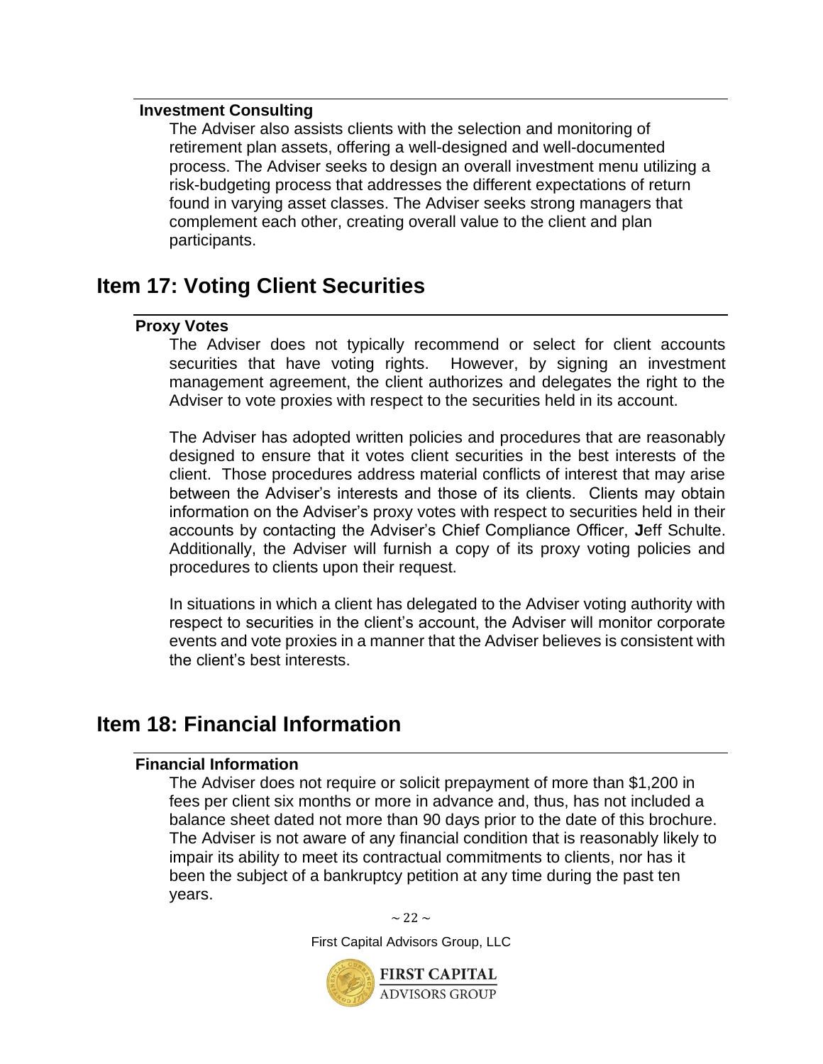### Investment Consulting

The Adviser also assists clients with the selection and monitoring of retirement plan assets, offering a well-designed and well-documented process. The Adviser seeks to design an overall investment menu utilizing a risk-budgeting process that addresses the different expectations of return found in varying asset classes. The Adviser seeks strong managers that complement each other, creating overall value to the client and plan participants.

## Item 17: Voting Client Securities

### Proxy Votes

The Adviser does not typically recommend or select for client accounts securities that have voting rights. However, by signing an investment management agreement, the client authorizes and delegates the right to the Adviser to vote proxies with respect to the securities held in its account.

The Adviser has adopted written policies and procedures that are reasonably designed to ensure that it votes client securities in the best interests of the client. Those procedures address material conflicts of interest that may arise between the Adviser's interests and those of its clients. Clients may obtain information on the Adviser's proxy votes with respect to securities held in their accounts by contacting the Adviser's Chief Compliance Officer, Jeff Schulte. Additionally, the Adviser will furnish a copy of its proxy voting policies and procedures to clients upon their request.

In situations in which a client has delegated to the Adviser voting authority with respect to securities in the client's account, the Adviser will monitor corporate events and vote proxies in a manner that the Adviser believes is consistent with the client's best interests.

## Item 18: Financial Information

### Financial Information

The Adviser does not require or solicit prepayment of more than $1,200 in fees per client six months or more in advance and, thus, has not included a balance sheet dated not more than 90 days prior to the date of this brochure. The Adviser is not aware of any financial condition that is reasonably likely to impair its ability to meet its contractual commitments to clients, nor has it been the subject of a bankruptcy petition at any time during the past ten years.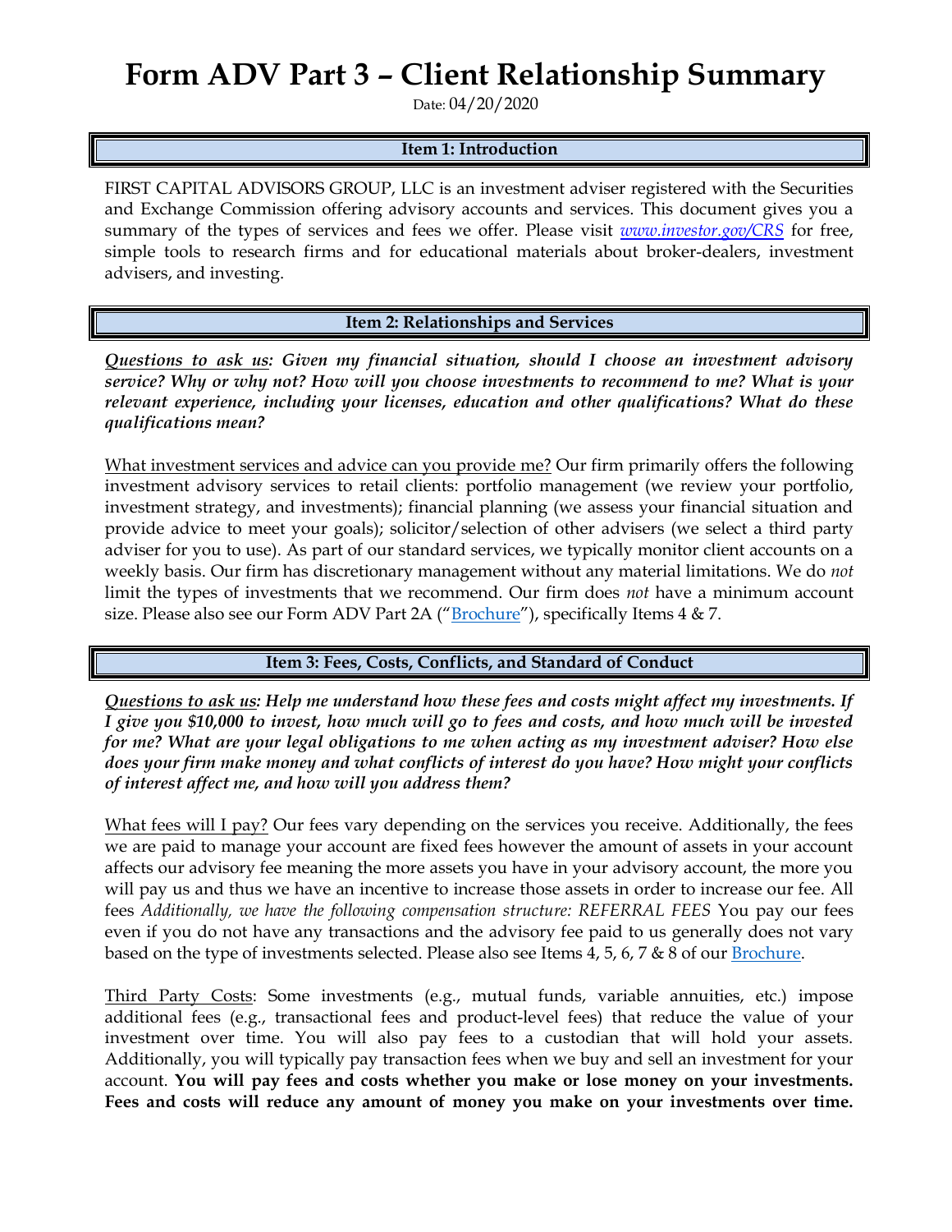# Form ADV Part 3 – Client Relationship Summary

Date: 04/20/2020

## Item 1: Introduction

FIRST CAPITAL ADVISORS GROUP, LLC is an investment adviser registered with the Securities and Exchange Commission offering advisory accounts and services. This document gives you a summary of the types of services and fees we offer. Please visit *www.investor.gov/CRS* for free, simple tools to research firms and for educational materials about broker-dealers, investment advisers, and investing.

## Item 2: Relationships and Services

***Questions to ask us: Given my financial situation, should I choose an investment advisory service? Why or why not? How will you choose investments to recommend to me? What is your relevant experience, including your licenses, education and other qualifications? What do these qualifications mean?***

What investment services and advice can you provide me? Our firm primarily offers the following investment advisory services to retail clients: portfolio management (we review your portfolio, investment strategy, and investments); financial planning (we assess your financial situation and provide advice to meet your goals); solicitor/selection of other advisers (we select a third party adviser for you to use). As part of our standard services, we typically monitor client accounts on a weekly basis. Our firm has discretionary management without any material limitations. We do *not* limit the types of investments that we recommend. Our firm does *not* have a minimum account size. Please also see our Form ADV Part 2A ("Brochure"), specifically Items 4 & 7.

## Item 3: Fees, Costs, Conflicts, and Standard of Conduct

***Questions to ask us: Help me understand how these fees and costs might affect my investments. If I give you $10,000 to invest, how much will go to fees and costs, and how much will be invested for me? What are your legal obligations to me when acting as my investment adviser? How else does your firm make money and what conflicts of interest do you have? How might your conflicts of interest affect me, and how will you address them?***

What fees will I pay? Our fees vary depending on the services you receive. Additionally, the fees we are paid to manage your account are fixed fees however the amount of assets in your account affects our advisory fee meaning the more assets you have in your advisory account, the more you will pay us and thus we have an incentive to increase those assets in order to increase our fee. All fees *Additionally, we have the following compensation structure: REFERRAL FEES* You pay our fees even if you do not have any transactions and the advisory fee paid to us generally does not vary based on the type of investments selected. Please also see Items 4, 5, 6, 7 & 8 of our Brochure.

Third Party Costs: Some investments (e.g., mutual funds, variable annuities, etc.) impose additional fees (e.g., transactional fees and product-level fees) that reduce the value of your investment over time. You will also pay fees to a custodian that will hold your assets. Additionally, you will typically pay transaction fees when we buy and sell an investment for your account. **You will pay fees and costs whether you make or lose money on your investments. Fees and costs will reduce any amount of money you make on your investments over time.**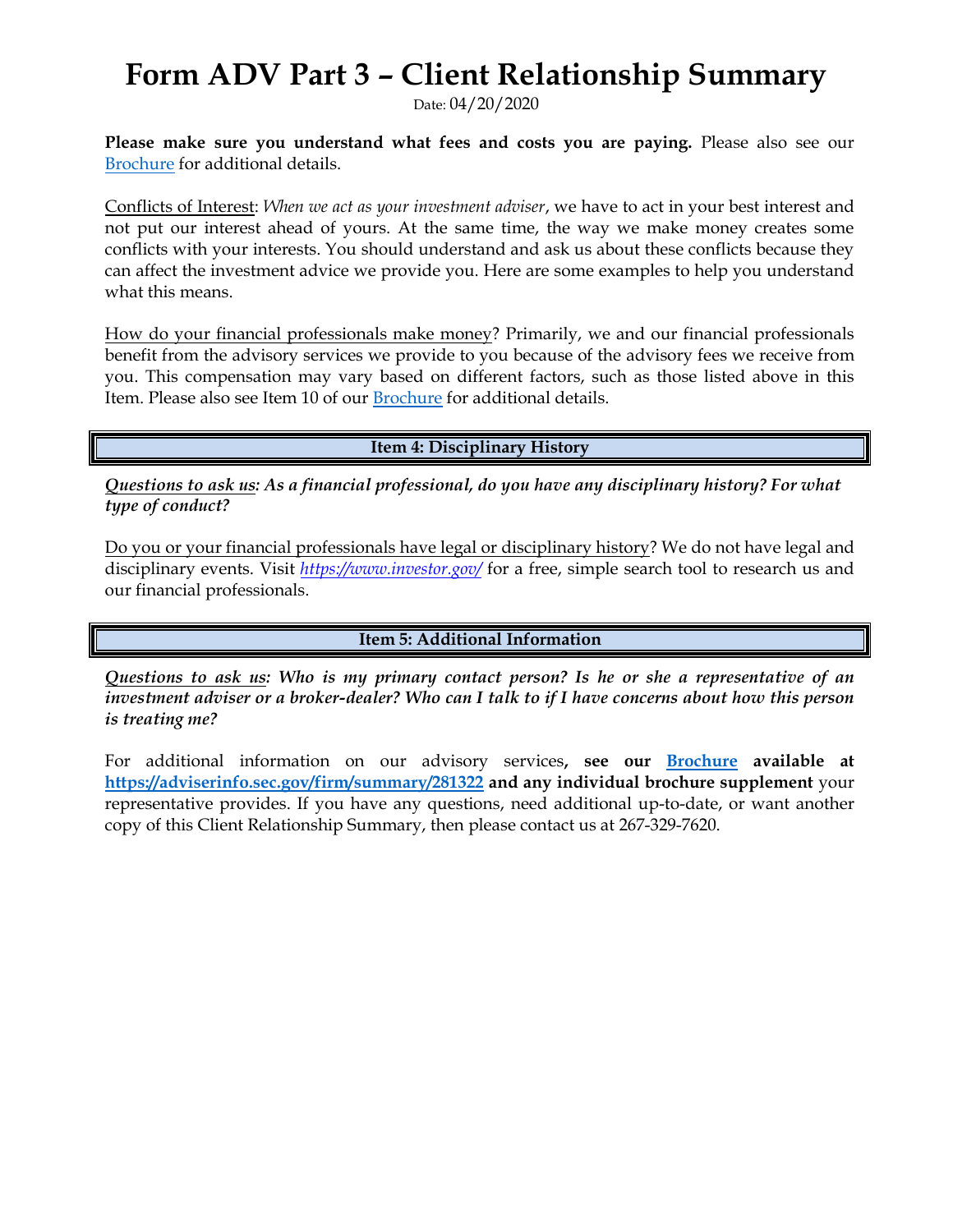# Form ADV Part 3 – Client Relationship Summary

Date: 04/20/2020

**Please make sure you understand what fees and costs you are paying.** Please also see our Brochure for additional details.

Conflicts of Interest: *When we act as your investment adviser*, we have to act in your best interest and not put our interest ahead of yours. At the same time, the way we make money creates some conflicts with your interests. You should understand and ask us about these conflicts because they can affect the investment advice we provide you. Here are some examples to help you understand what this means.

How do your financial professionals make money? Primarily, we and our financial professionals benefit from the advisory services we provide to you because of the advisory fees we receive from you. This compensation may vary based on different factors, such as those listed above in this Item. Please also see Item 10 of our Brochure for additional details.

## Item 4: Disciplinary History

***Questions to ask us: As a financial professional, do you have any disciplinary history? For what type of conduct?***

Do you or your financial professionals have legal or disciplinary history? We do not have legal and disciplinary events. Visit *https://www.investor.gov/* for a free, simple search tool to research us and our financial professionals.

## Item 5: Additional Information

***Questions to ask us: Who is my primary contact person? Is he or she a representative of an investment adviser or a broker-dealer? Who can I talk to if I have concerns about how this person is treating me?***

For additional information on our advisory services**, see our Brochure available at https://adviserinfo.sec.gov/firm/summary/281322 and any individual brochure supplement** your representative provides. If you have any questions, need additional up-to-date, or want another copy of this Client Relationship Summary, then please contact us at 267-329-7620.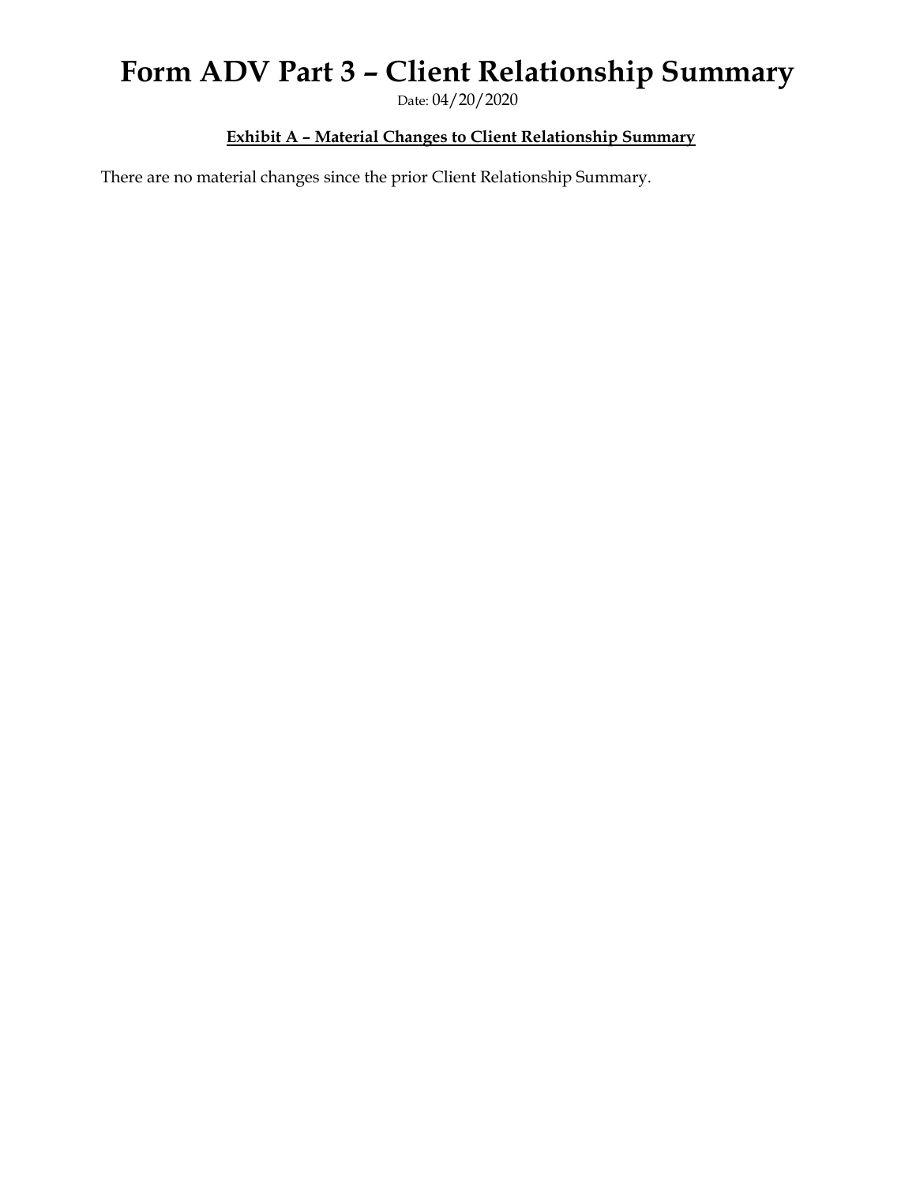# Form ADV Part 3 – Client Relationship Summary

Date: 04/20/2020

**Exhibit A – Material Changes to Client Relationship Summary**

There are no material changes since the prior Client Relationship Summary.